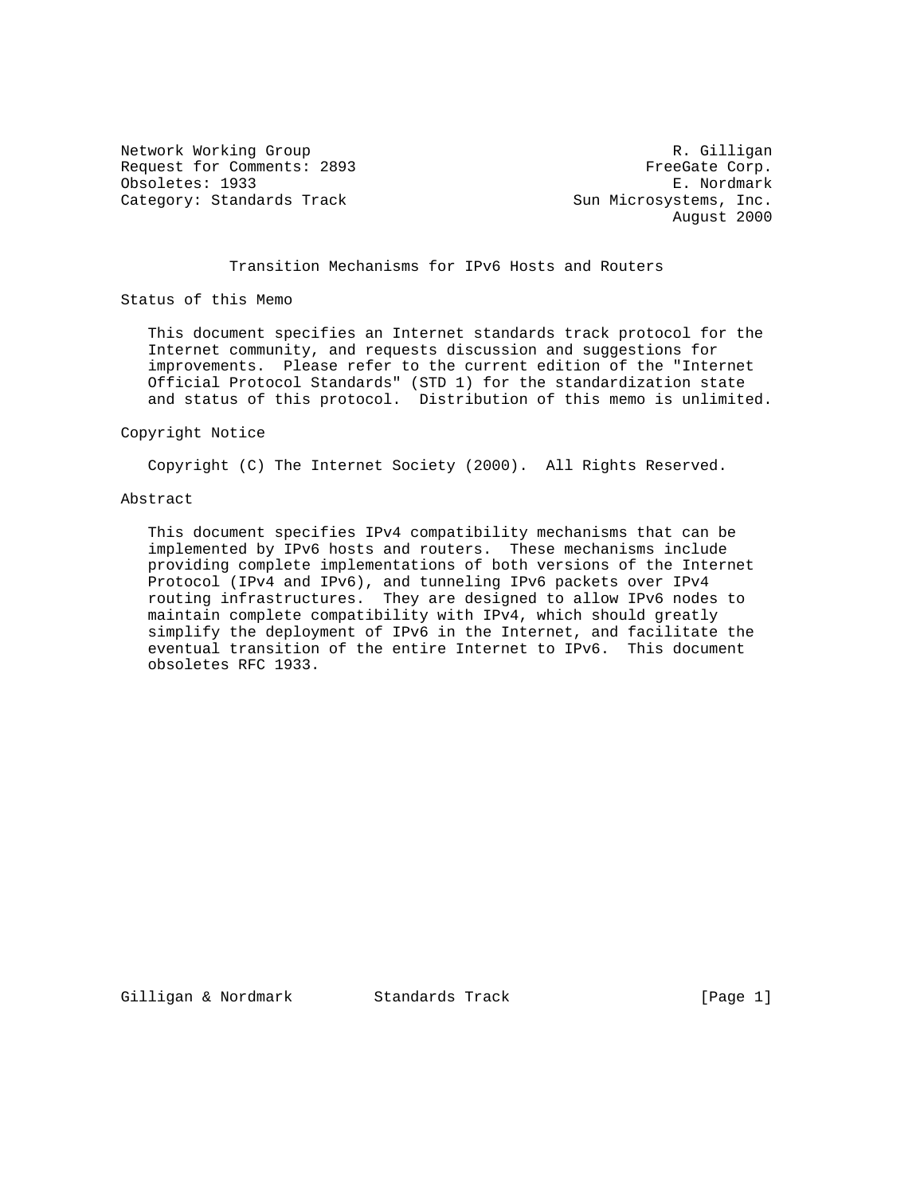Network Working Group R. Gilligan
Request for Comments: 2893 FreeGate Corp.
Obsoletes: 1933 E. Nordmark
Category: Standards Track Sun Microsystems, Inc.
August 2000

# Transition Mechanisms for IPv6 Hosts and Routers

## Status of this Memo

This document specifies an Internet standards track protocol for the Internet community, and requests discussion and suggestions for improvements. Please refer to the current edition of the "Internet Official Protocol Standards" (STD 1) for the standardization state and status of this protocol. Distribution of this memo is unlimited.

## Copyright Notice

Copyright (C) The Internet Society (2000). All Rights Reserved.

## Abstract

This document specifies IPv4 compatibility mechanisms that can be implemented by IPv6 hosts and routers. These mechanisms include providing complete implementations of both versions of the Internet Protocol (IPv4 and IPv6), and tunneling IPv6 packets over IPv4 routing infrastructures. They are designed to allow IPv6 nodes to maintain complete compatibility with IPv4, which should greatly simplify the deployment of IPv6 in the Internet, and facilitate the eventual transition of the entire Internet to IPv6. This document obsoletes RFC 1933.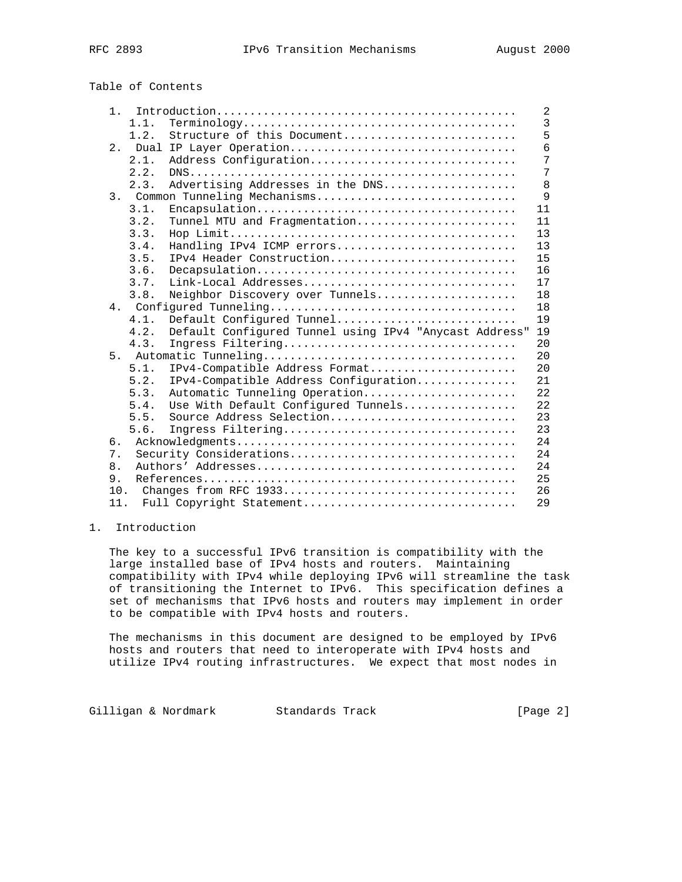Table of Contents

```
   1.  Introduction............................................    2
      1.1.  Terminology........................................    3
      1.2.  Structure of this Document.........................    5
   2.  Dual IP Layer Operation.................................    6
      2.1.  Address Configuration..............................    7
      2.2.  DNS................................................    7
      2.3.  Advertising Addresses in the DNS...................    8
   3.  Common Tunneling Mechanisms.............................    9
      3.1.  Encapsulation......................................   11
      3.2.  Tunnel MTU and Fragmentation.......................   11
      3.3.  Hop Limit..........................................   13
      3.4.  Handling IPv4 ICMP errors..........................   13
      3.5.  IPv4 Header Construction...........................   15
      3.6.  Decapsulation......................................   16
      3.7.  Link-Local Addresses...............................   17
      3.8.  Neighbor Discovery over Tunnels....................   18
   4.  Configured Tunneling....................................   18
      4.1.  Default Configured Tunnel..........................   19
      4.2.  Default Configured Tunnel using IPv4 "Anycast Address"  19
      4.3.  Ingress Filtering..................................   20
   5.  Automatic Tunneling.....................................   20
      5.1.  IPv4-Compatible Address Format.....................   20
      5.2.  IPv4-Compatible Address Configuration..............   21
      5.3.  Automatic Tunneling Operation......................   22
      5.4.  Use With Default Configured Tunnels................   22
      5.5.  Source Address Selection...........................   23
      5.6.  Ingress Filtering..................................   23
   6.  Acknowledgments.........................................   24
   7.  Security Considerations.................................   24
   8.  Authors' Addresses......................................   24
   9.  References..............................................   25
   10.  Changes from RFC 1933..................................   26
   11.  Full Copyright Statement...............................   29
```

## 1. Introduction

The key to a successful IPv6 transition is compatibility with the large installed base of IPv4 hosts and routers. Maintaining compatibility with IPv4 while deploying IPv6 will streamline the task of transitioning the Internet to IPv6. This specification defines a set of mechanisms that IPv6 hosts and routers may implement in order to be compatible with IPv4 hosts and routers.

The mechanisms in this document are designed to be employed by IPv6 hosts and routers that need to interoperate with IPv4 hosts and utilize IPv4 routing infrastructures. We expect that most nodes in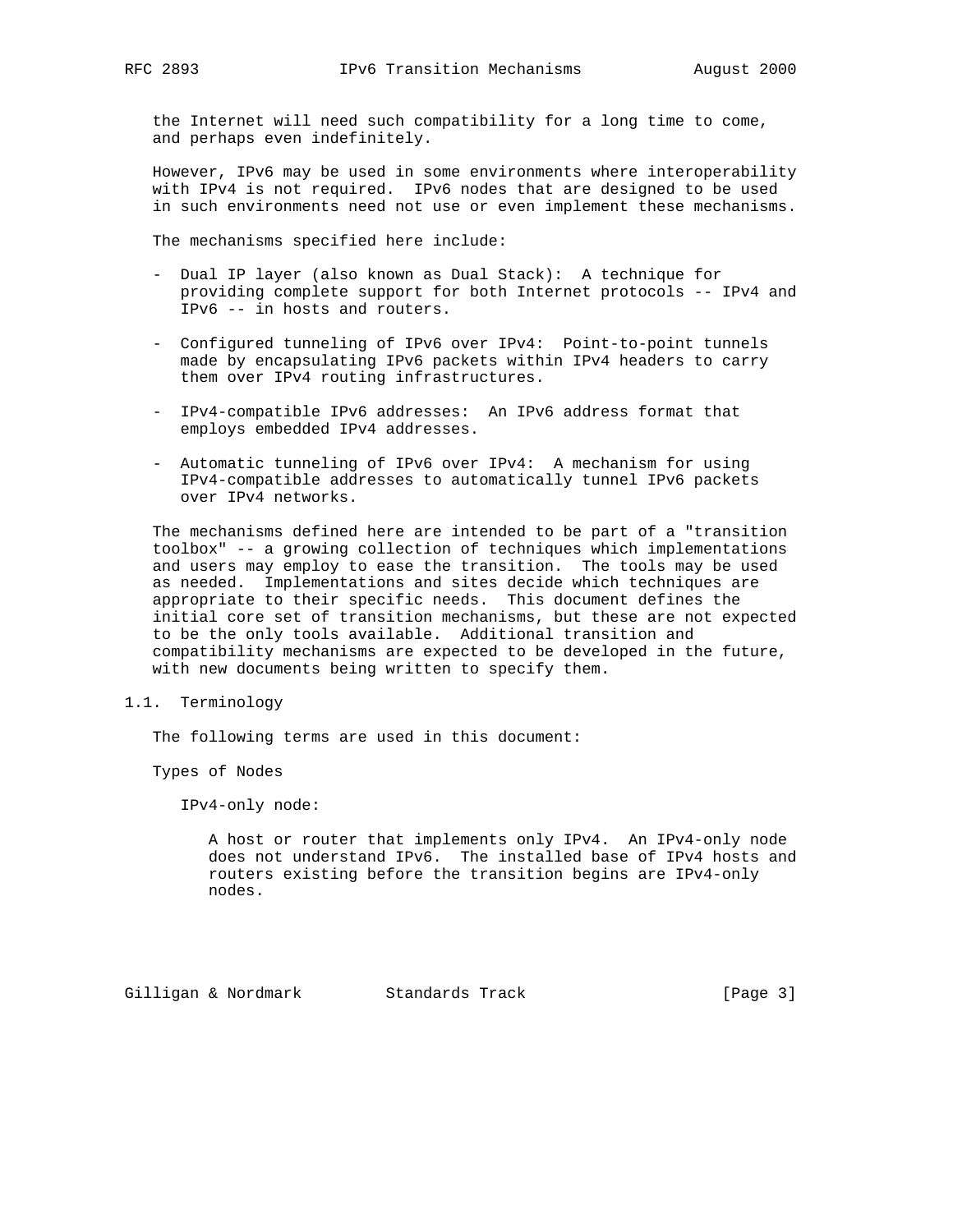the Internet will need such compatibility for a long time to come, and perhaps even indefinitely.

However, IPv6 may be used in some environments where interoperability with IPv4 is not required. IPv6 nodes that are designed to be used in such environments need not use or even implement these mechanisms.

The mechanisms specified here include:

- Dual IP layer (also known as Dual Stack): A technique for providing complete support for both Internet protocols -- IPv4 and IPv6 -- in hosts and routers.

- Configured tunneling of IPv6 over IPv4: Point-to-point tunnels made by encapsulating IPv6 packets within IPv4 headers to carry them over IPv4 routing infrastructures.

- IPv4-compatible IPv6 addresses: An IPv6 address format that employs embedded IPv4 addresses.

- Automatic tunneling of IPv6 over IPv4: A mechanism for using IPv4-compatible addresses to automatically tunnel IPv6 packets over IPv4 networks.

The mechanisms defined here are intended to be part of a "transition toolbox" -- a growing collection of techniques which implementations and users may employ to ease the transition. The tools may be used as needed. Implementations and sites decide which techniques are appropriate to their specific needs. This document defines the initial core set of transition mechanisms, but these are not expected to be the only tools available. Additional transition and compatibility mechanisms are expected to be developed in the future, with new documents being written to specify them.

## 1.1. Terminology

The following terms are used in this document:

Types of Nodes

IPv4-only node:

A host or router that implements only IPv4. An IPv4-only node does not understand IPv6. The installed base of IPv4 hosts and routers existing before the transition begins are IPv4-only nodes.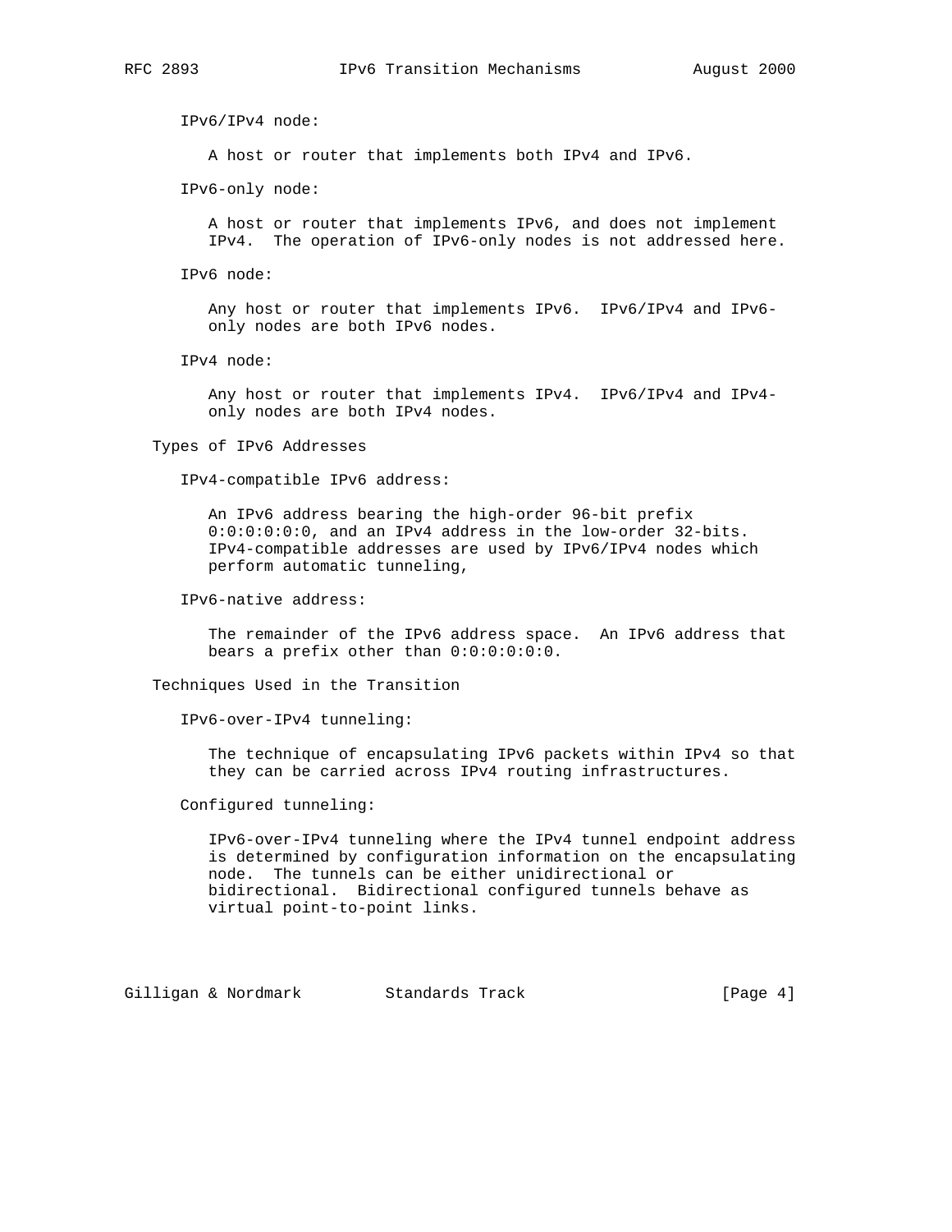IPv6/IPv4 node:

A host or router that implements both IPv4 and IPv6.

IPv6-only node:

A host or router that implements IPv6, and does not implement IPv4. The operation of IPv6-only nodes is not addressed here.

IPv6 node:

Any host or router that implements IPv6. IPv6/IPv4 and IPv6-only nodes are both IPv6 nodes.

IPv4 node:

Any host or router that implements IPv4. IPv6/IPv4 and IPv4-only nodes are both IPv4 nodes.

Types of IPv6 Addresses

IPv4-compatible IPv6 address:

An IPv6 address bearing the high-order 96-bit prefix 0:0:0:0:0:0, and an IPv4 address in the low-order 32-bits. IPv4-compatible addresses are used by IPv6/IPv4 nodes which perform automatic tunneling,

IPv6-native address:

The remainder of the IPv6 address space. An IPv6 address that bears a prefix other than 0:0:0:0:0:0.

Techniques Used in the Transition

IPv6-over-IPv4 tunneling:

The technique of encapsulating IPv6 packets within IPv4 so that they can be carried across IPv4 routing infrastructures.

Configured tunneling:

IPv6-over-IPv4 tunneling where the IPv4 tunnel endpoint address is determined by configuration information on the encapsulating node. The tunnels can be either unidirectional or bidirectional. Bidirectional configured tunnels behave as virtual point-to-point links.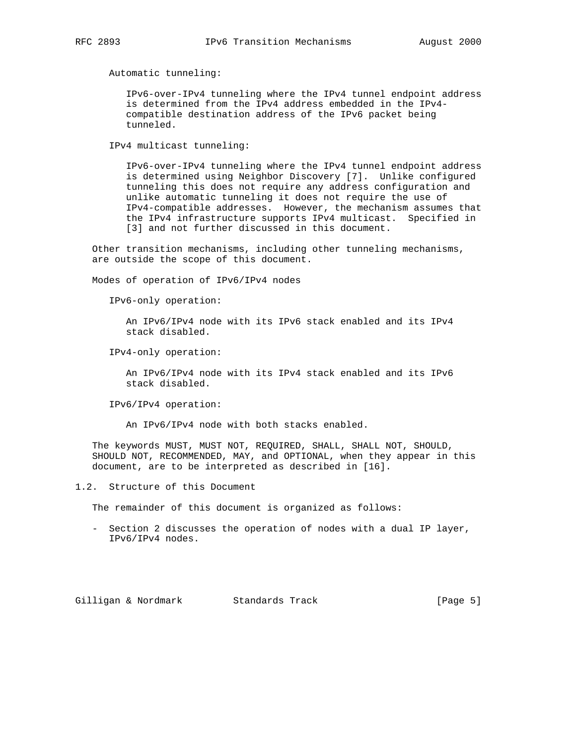Automatic tunneling:

IPv6-over-IPv4 tunneling where the IPv4 tunnel endpoint address is determined from the IPv4 address embedded in the IPv4-compatible destination address of the IPv6 packet being tunneled.

IPv4 multicast tunneling:

IPv6-over-IPv4 tunneling where the IPv4 tunnel endpoint address is determined using Neighbor Discovery [7]. Unlike configured tunneling this does not require any address configuration and unlike automatic tunneling it does not require the use of IPv4-compatible addresses. However, the mechanism assumes that the IPv4 infrastructure supports IPv4 multicast. Specified in [3] and not further discussed in this document.

Other transition mechanisms, including other tunneling mechanisms, are outside the scope of this document.

Modes of operation of IPv6/IPv4 nodes

IPv6-only operation:

An IPv6/IPv4 node with its IPv6 stack enabled and its IPv4 stack disabled.

IPv4-only operation:

An IPv6/IPv4 node with its IPv4 stack enabled and its IPv6 stack disabled.

IPv6/IPv4 operation:

An IPv6/IPv4 node with both stacks enabled.

The keywords MUST, MUST NOT, REQUIRED, SHALL, SHALL NOT, SHOULD, SHOULD NOT, RECOMMENDED, MAY, and OPTIONAL, when they appear in this document, are to be interpreted as described in [16].

## 1.2. Structure of this Document

The remainder of this document is organized as follows:

- Section 2 discusses the operation of nodes with a dual IP layer, IPv6/IPv4 nodes.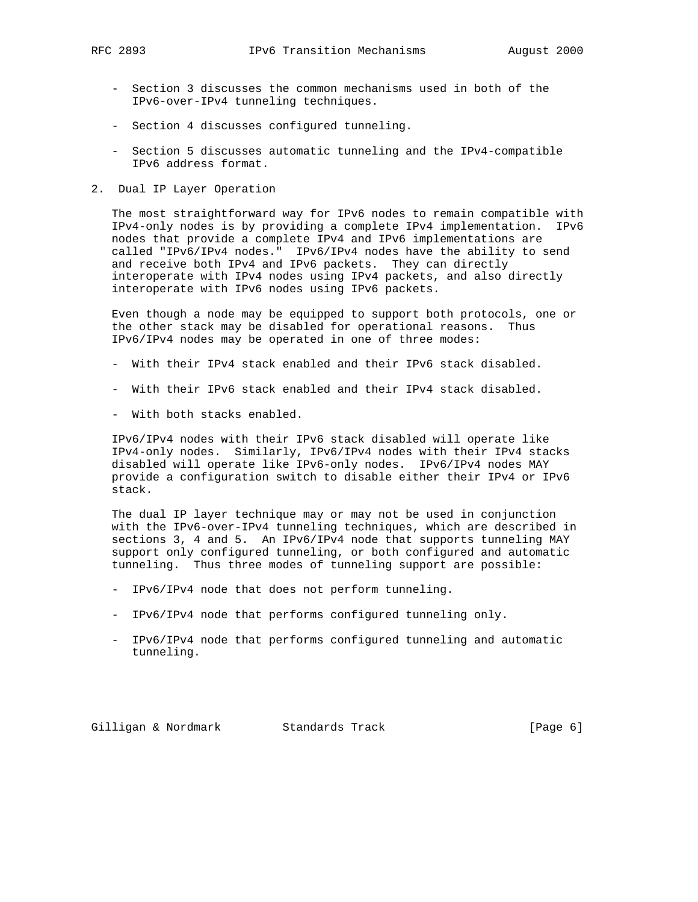- Section 3 discusses the common mechanisms used in both of the IPv6-over-IPv4 tunneling techniques.

- Section 4 discusses configured tunneling.

- Section 5 discusses automatic tunneling and the IPv4-compatible IPv6 address format.

## 2. Dual IP Layer Operation

The most straightforward way for IPv6 nodes to remain compatible with IPv4-only nodes is by providing a complete IPv4 implementation. IPv6 nodes that provide a complete IPv4 and IPv6 implementations are called "IPv6/IPv4 nodes." IPv6/IPv4 nodes have the ability to send and receive both IPv4 and IPv6 packets. They can directly interoperate with IPv4 nodes using IPv4 packets, and also directly interoperate with IPv6 nodes using IPv6 packets.

Even though a node may be equipped to support both protocols, one or the other stack may be disabled for operational reasons. Thus IPv6/IPv4 nodes may be operated in one of three modes:

- With their IPv4 stack enabled and their IPv6 stack disabled.

- With their IPv6 stack enabled and their IPv4 stack disabled.

- With both stacks enabled.

IPv6/IPv4 nodes with their IPv6 stack disabled will operate like IPv4-only nodes. Similarly, IPv6/IPv4 nodes with their IPv4 stacks disabled will operate like IPv6-only nodes. IPv6/IPv4 nodes MAY provide a configuration switch to disable either their IPv4 or IPv6 stack.

The dual IP layer technique may or may not be used in conjunction with the IPv6-over-IPv4 tunneling techniques, which are described in sections 3, 4 and 5. An IPv6/IPv4 node that supports tunneling MAY support only configured tunneling, or both configured and automatic tunneling. Thus three modes of tunneling support are possible:

- IPv6/IPv4 node that does not perform tunneling.

- IPv6/IPv4 node that performs configured tunneling only.

- IPv6/IPv4 node that performs configured tunneling and automatic tunneling.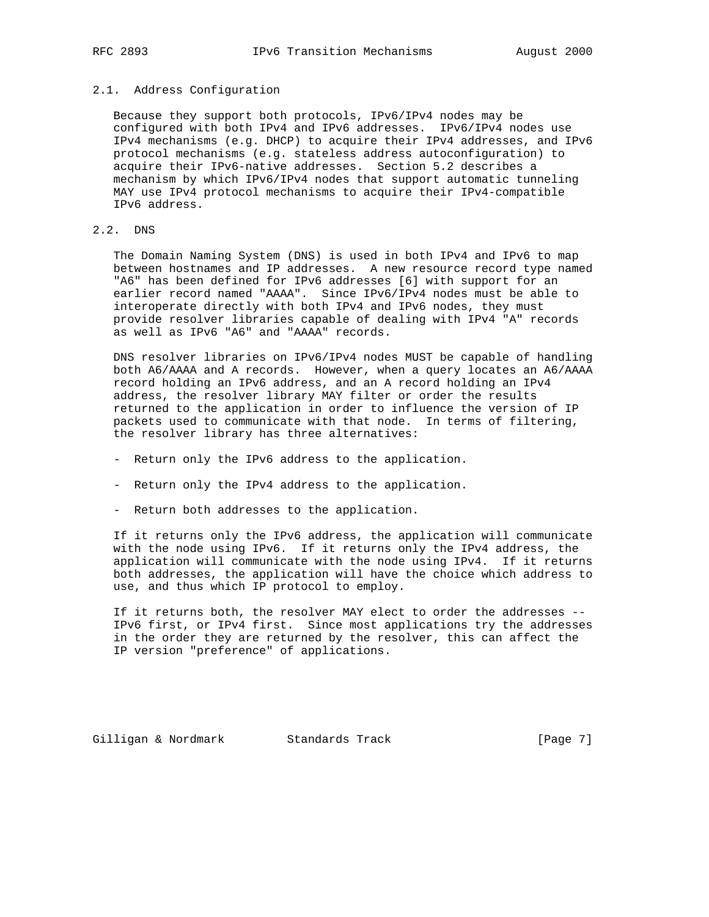### 2.1. Address Configuration

Because they support both protocols, IPv6/IPv4 nodes may be configured with both IPv4 and IPv6 addresses. IPv6/IPv4 nodes use IPv4 mechanisms (e.g. DHCP) to acquire their IPv4 addresses, and IPv6 protocol mechanisms (e.g. stateless address autoconfiguration) to acquire their IPv6-native addresses. Section 5.2 describes a mechanism by which IPv6/IPv4 nodes that support automatic tunneling MAY use IPv4 protocol mechanisms to acquire their IPv4-compatible IPv6 address.

### 2.2. DNS

The Domain Naming System (DNS) is used in both IPv4 and IPv6 to map between hostnames and IP addresses. A new resource record type named "A6" has been defined for IPv6 addresses [6] with support for an earlier record named "AAAA". Since IPv6/IPv4 nodes must be able to interoperate directly with both IPv4 and IPv6 nodes, they must provide resolver libraries capable of dealing with IPv4 "A" records as well as IPv6 "A6" and "AAAA" records.

DNS resolver libraries on IPv6/IPv4 nodes MUST be capable of handling both A6/AAAA and A records. However, when a query locates an A6/AAAA record holding an IPv6 address, and an A record holding an IPv4 address, the resolver library MAY filter or order the results returned to the application in order to influence the version of IP packets used to communicate with that node. In terms of filtering, the resolver library has three alternatives:

- Return only the IPv6 address to the application.

- Return only the IPv4 address to the application.

- Return both addresses to the application.

If it returns only the IPv6 address, the application will communicate with the node using IPv6. If it returns only the IPv4 address, the application will communicate with the node using IPv4. If it returns both addresses, the application will have the choice which address to use, and thus which IP protocol to employ.

If it returns both, the resolver MAY elect to order the addresses -- IPv6 first, or IPv4 first. Since most applications try the addresses in the order they are returned by the resolver, this can affect the IP version "preference" of applications.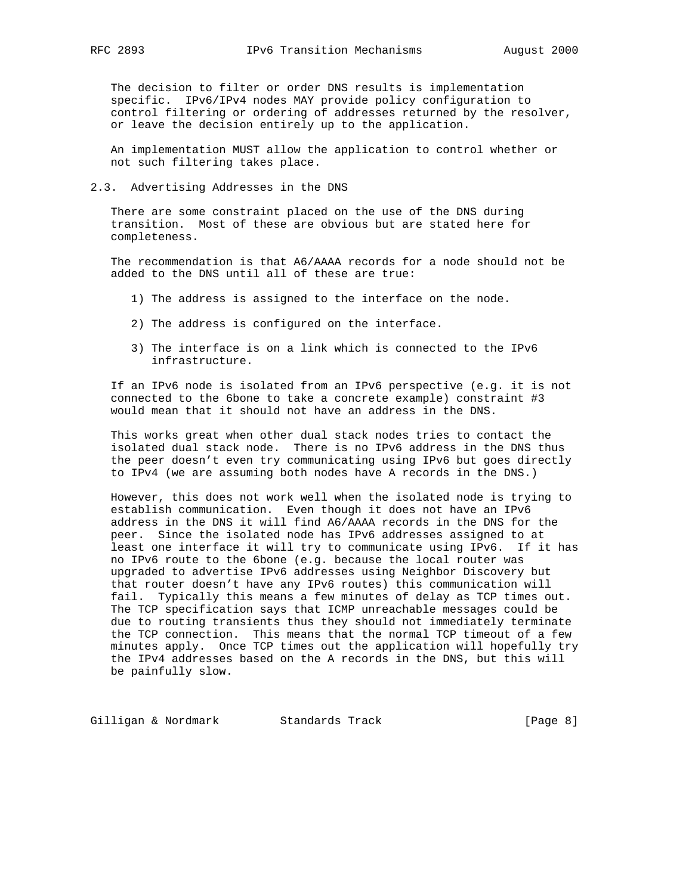The decision to filter or order DNS results is implementation specific. IPv6/IPv4 nodes MAY provide policy configuration to control filtering or ordering of addresses returned by the resolver, or leave the decision entirely up to the application.

An implementation MUST allow the application to control whether or not such filtering takes place.

### 2.3. Advertising Addresses in the DNS

There are some constraint placed on the use of the DNS during transition. Most of these are obvious but are stated here for completeness.

The recommendation is that A6/AAAA records for a node should not be added to the DNS until all of these are true:

1) The address is assigned to the interface on the node.

2) The address is configured on the interface.

3) The interface is on a link which is connected to the IPv6 infrastructure.

If an IPv6 node is isolated from an IPv6 perspective (e.g. it is not connected to the 6bone to take a concrete example) constraint #3 would mean that it should not have an address in the DNS.

This works great when other dual stack nodes tries to contact the isolated dual stack node. There is no IPv6 address in the DNS thus the peer doesn't even try communicating using IPv6 but goes directly to IPv4 (we are assuming both nodes have A records in the DNS.)

However, this does not work well when the isolated node is trying to establish communication. Even though it does not have an IPv6 address in the DNS it will find A6/AAAA records in the DNS for the peer. Since the isolated node has IPv6 addresses assigned to at least one interface it will try to communicate using IPv6. If it has no IPv6 route to the 6bone (e.g. because the local router was upgraded to advertise IPv6 addresses using Neighbor Discovery but that router doesn't have any IPv6 routes) this communication will fail. Typically this means a few minutes of delay as TCP times out. The TCP specification says that ICMP unreachable messages could be due to routing transients thus they should not immediately terminate the TCP connection. This means that the normal TCP timeout of a few minutes apply. Once TCP times out the application will hopefully try the IPv4 addresses based on the A records in the DNS, but this will be painfully slow.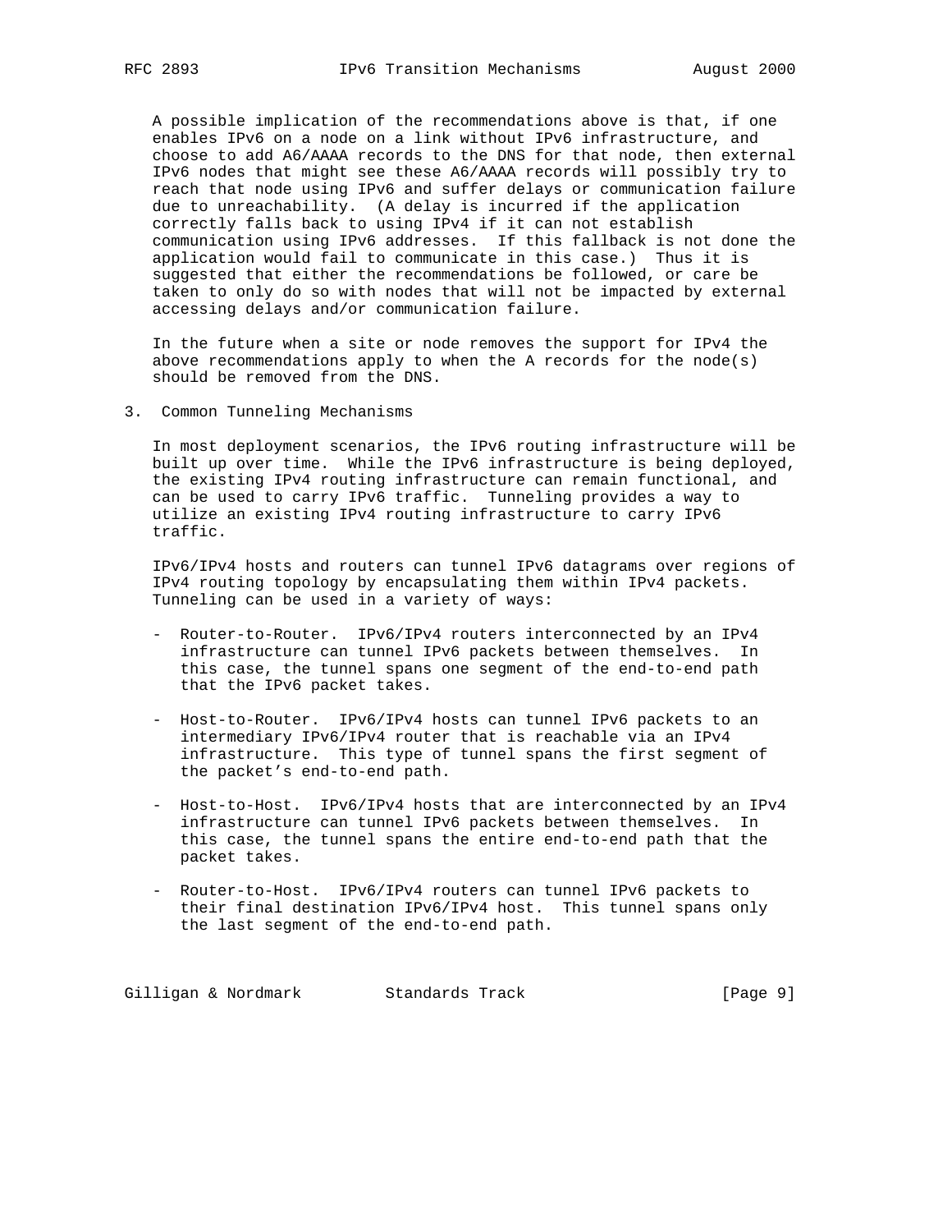A possible implication of the recommendations above is that, if one enables IPv6 on a node on a link without IPv6 infrastructure, and choose to add A6/AAAA records to the DNS for that node, then external IPv6 nodes that might see these A6/AAAA records will possibly try to reach that node using IPv6 and suffer delays or communication failure due to unreachability. (A delay is incurred if the application correctly falls back to using IPv4 if it can not establish communication using IPv6 addresses. If this fallback is not done the application would fail to communicate in this case.) Thus it is suggested that either the recommendations be followed, or care be taken to only do so with nodes that will not be impacted by external accessing delays and/or communication failure.

In the future when a site or node removes the support for IPv4 the above recommendations apply to when the A records for the node(s) should be removed from the DNS.

## 3. Common Tunneling Mechanisms

In most deployment scenarios, the IPv6 routing infrastructure will be built up over time. While the IPv6 infrastructure is being deployed, the existing IPv4 routing infrastructure can remain functional, and can be used to carry IPv6 traffic. Tunneling provides a way to utilize an existing IPv4 routing infrastructure to carry IPv6 traffic.

IPv6/IPv4 hosts and routers can tunnel IPv6 datagrams over regions of IPv4 routing topology by encapsulating them within IPv4 packets. Tunneling can be used in a variety of ways:

- Router-to-Router. IPv6/IPv4 routers interconnected by an IPv4 infrastructure can tunnel IPv6 packets between themselves. In this case, the tunnel spans one segment of the end-to-end path that the IPv6 packet takes.

- Host-to-Router. IPv6/IPv4 hosts can tunnel IPv6 packets to an intermediary IPv6/IPv4 router that is reachable via an IPv4 infrastructure. This type of tunnel spans the first segment of the packet's end-to-end path.

- Host-to-Host. IPv6/IPv4 hosts that are interconnected by an IPv4 infrastructure can tunnel IPv6 packets between themselves. In this case, the tunnel spans the entire end-to-end path that the packet takes.

- Router-to-Host. IPv6/IPv4 routers can tunnel IPv6 packets to their final destination IPv6/IPv4 host. This tunnel spans only the last segment of the end-to-end path.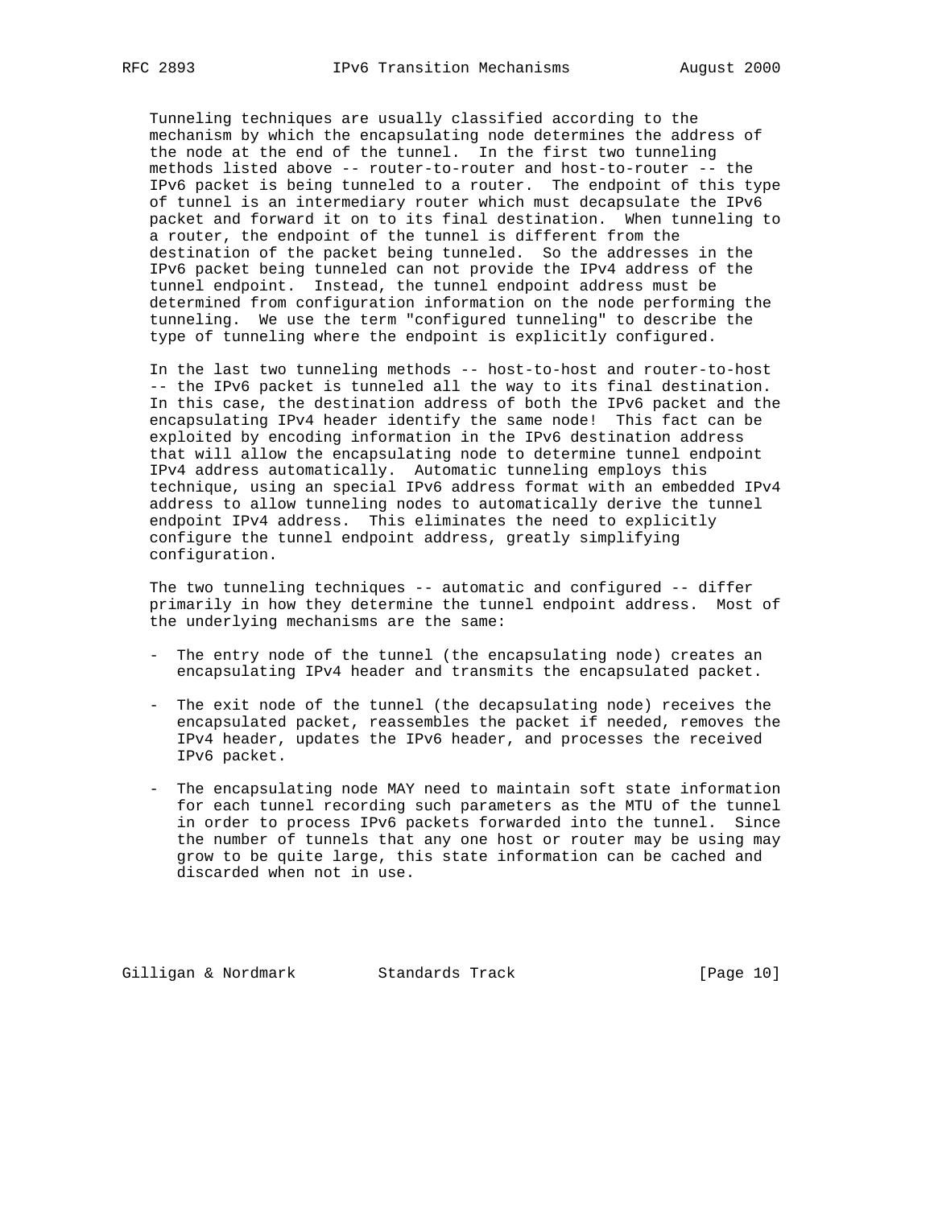Tunneling techniques are usually classified according to the mechanism by which the encapsulating node determines the address of the node at the end of the tunnel. In the first two tunneling methods listed above -- router-to-router and host-to-router -- the IPv6 packet is being tunneled to a router. The endpoint of this type of tunnel is an intermediary router which must decapsulate the IPv6 packet and forward it on to its final destination. When tunneling to a router, the endpoint of the tunnel is different from the destination of the packet being tunneled. So the addresses in the IPv6 packet being tunneled can not provide the IPv4 address of the tunnel endpoint. Instead, the tunnel endpoint address must be determined from configuration information on the node performing the tunneling. We use the term "configured tunneling" to describe the type of tunneling where the endpoint is explicitly configured.

In the last two tunneling methods -- host-to-host and router-to-host -- the IPv6 packet is tunneled all the way to its final destination. In this case, the destination address of both the IPv6 packet and the encapsulating IPv4 header identify the same node! This fact can be exploited by encoding information in the IPv6 destination address that will allow the encapsulating node to determine tunnel endpoint IPv4 address automatically. Automatic tunneling employs this technique, using an special IPv6 address format with an embedded IPv4 address to allow tunneling nodes to automatically derive the tunnel endpoint IPv4 address. This eliminates the need to explicitly configure the tunnel endpoint address, greatly simplifying configuration.

The two tunneling techniques -- automatic and configured -- differ primarily in how they determine the tunnel endpoint address. Most of the underlying mechanisms are the same:

- The entry node of the tunnel (the encapsulating node) creates an encapsulating IPv4 header and transmits the encapsulated packet.

- The exit node of the tunnel (the decapsulating node) receives the encapsulated packet, reassembles the packet if needed, removes the IPv4 header, updates the IPv6 header, and processes the received IPv6 packet.

- The encapsulating node MAY need to maintain soft state information for each tunnel recording such parameters as the MTU of the tunnel in order to process IPv6 packets forwarded into the tunnel. Since the number of tunnels that any one host or router may be using may grow to be quite large, this state information can be cached and discarded when not in use.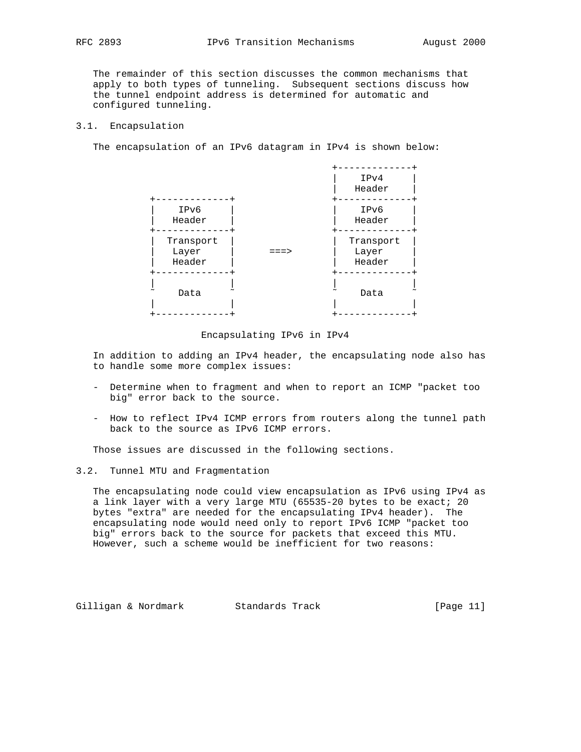The remainder of this section discusses the common mechanisms that apply to both types of tunneling. Subsequent sections discuss how the tunnel endpoint address is determined for automatic and configured tunneling.

## 3.1. Encapsulation

The encapsulation of an IPv6 datagram in IPv4 is shown below:

```
                                             +-------------+
                                             |    IPv4     |
                                             |   Header    |
             +-------------+                 +-------------+
             |    IPv6     |                 |    IPv6     |
             |   Header    |                 |   Header    |
             +-------------+                 +-------------+
             |  Transport  |                 |  Transport  |
             |   Layer     |      ===>       |   Layer     |
             |   Header    |                 |   Header    |
             +-------------+                 +-------------+
             |             |                 |             |
             ~    Data     ~                 ~    Data     ~
             |             |                 |             |
             +-------------+                 +-------------+
```

Encapsulating IPv6 in IPv4

In addition to adding an IPv4 header, the encapsulating node also has to handle some more complex issues:

- Determine when to fragment and when to report an ICMP "packet too big" error back to the source.

- How to reflect IPv4 ICMP errors from routers along the tunnel path back to the source as IPv6 ICMP errors.

Those issues are discussed in the following sections.

## 3.2. Tunnel MTU and Fragmentation

The encapsulating node could view encapsulation as IPv6 using IPv4 as a link layer with a very large MTU (65535-20 bytes to be exact; 20 bytes "extra" are needed for the encapsulating IPv4 header). The encapsulating node would need only to report IPv6 ICMP "packet too big" errors back to the source for packets that exceed this MTU. However, such a scheme would be inefficient for two reasons: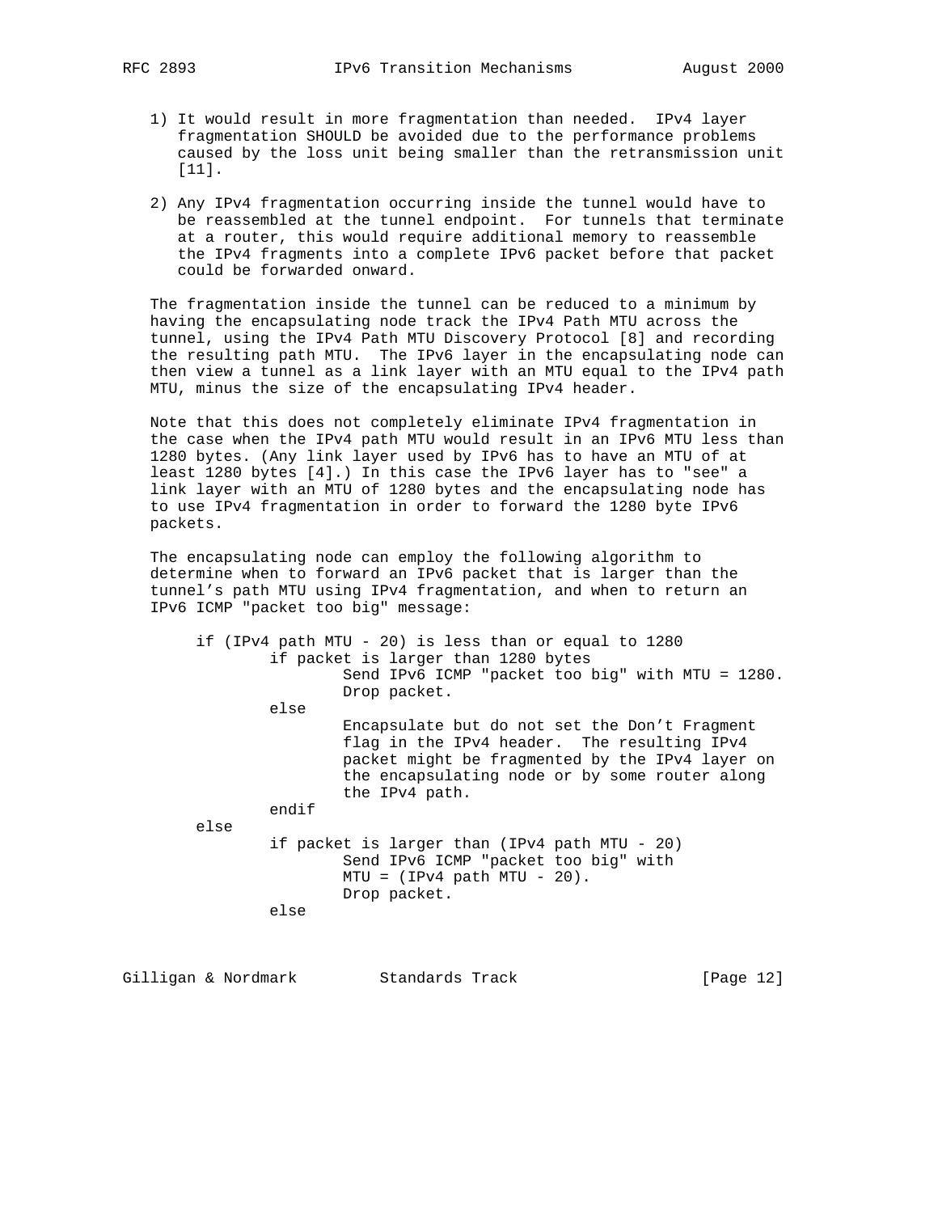1) It would result in more fragmentation than needed. IPv4 layer fragmentation SHOULD be avoided due to the performance problems caused by the loss unit being smaller than the retransmission unit [11].

2) Any IPv4 fragmentation occurring inside the tunnel would have to be reassembled at the tunnel endpoint. For tunnels that terminate at a router, this would require additional memory to reassemble the IPv4 fragments into a complete IPv6 packet before that packet could be forwarded onward.

The fragmentation inside the tunnel can be reduced to a minimum by having the encapsulating node track the IPv4 Path MTU across the tunnel, using the IPv4 Path MTU Discovery Protocol [8] and recording the resulting path MTU. The IPv6 layer in the encapsulating node can then view a tunnel as a link layer with an MTU equal to the IPv4 path MTU, minus the size of the encapsulating IPv4 header.

Note that this does not completely eliminate IPv4 fragmentation in the case when the IPv4 path MTU would result in an IPv6 MTU less than 1280 bytes. (Any link layer used by IPv6 has to have an MTU of at least 1280 bytes [4].) In this case the IPv6 layer has to "see" a link layer with an MTU of 1280 bytes and the encapsulating node has to use IPv4 fragmentation in order to forward the 1280 byte IPv6 packets.

The encapsulating node can employ the following algorithm to determine when to forward an IPv6 packet that is larger than the tunnel's path MTU using IPv4 fragmentation, and when to return an IPv6 ICMP "packet too big" message:

```
if (IPv4 path MTU - 20) is less than or equal to 1280
        if packet is larger than 1280 bytes
                Send IPv6 ICMP "packet too big" with MTU = 1280.
                Drop packet.
        else
                Encapsulate but do not set the Don't Fragment
                flag in the IPv4 header.  The resulting IPv4
                packet might be fragmented by the IPv4 layer on
                the encapsulating node or by some router along
                the IPv4 path.
        endif
else
        if packet is larger than (IPv4 path MTU - 20)
                Send IPv6 ICMP "packet too big" with
                MTU = (IPv4 path MTU - 20).
                Drop packet.
        else
```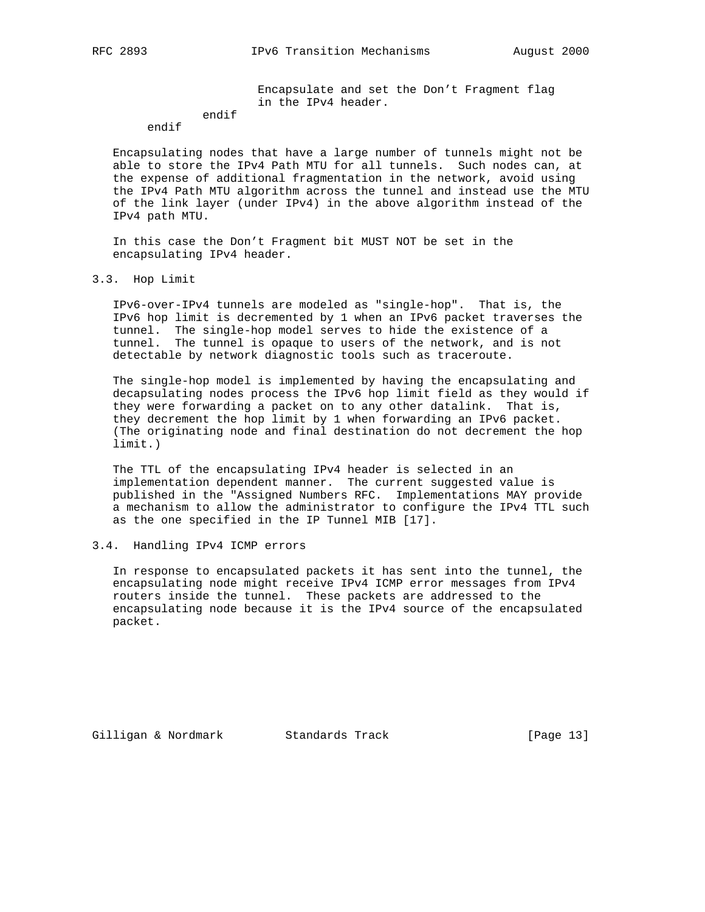```
                    Encapsulate and set the Don't Fragment flag
                    in the IPv4 header.
            endif
      endif
```

Encapsulating nodes that have a large number of tunnels might not be able to store the IPv4 Path MTU for all tunnels. Such nodes can, at the expense of additional fragmentation in the network, avoid using the IPv4 Path MTU algorithm across the tunnel and instead use the MTU of the link layer (under IPv4) in the above algorithm instead of the IPv4 path MTU.

In this case the Don't Fragment bit MUST NOT be set in the encapsulating IPv4 header.

## 3.3. Hop Limit

IPv6-over-IPv4 tunnels are modeled as "single-hop". That is, the IPv6 hop limit is decremented by 1 when an IPv6 packet traverses the tunnel. The single-hop model serves to hide the existence of a tunnel. The tunnel is opaque to users of the network, and is not detectable by network diagnostic tools such as traceroute.

The single-hop model is implemented by having the encapsulating and decapsulating nodes process the IPv6 hop limit field as they would if they were forwarding a packet on to any other datalink. That is, they decrement the hop limit by 1 when forwarding an IPv6 packet. (The originating node and final destination do not decrement the hop limit.)

The TTL of the encapsulating IPv4 header is selected in an implementation dependent manner. The current suggested value is published in the "Assigned Numbers RFC. Implementations MAY provide a mechanism to allow the administrator to configure the IPv4 TTL such as the one specified in the IP Tunnel MIB [17].

## 3.4. Handling IPv4 ICMP errors

In response to encapsulated packets it has sent into the tunnel, the encapsulating node might receive IPv4 ICMP error messages from IPv4 routers inside the tunnel. These packets are addressed to the encapsulating node because it is the IPv4 source of the encapsulated packet.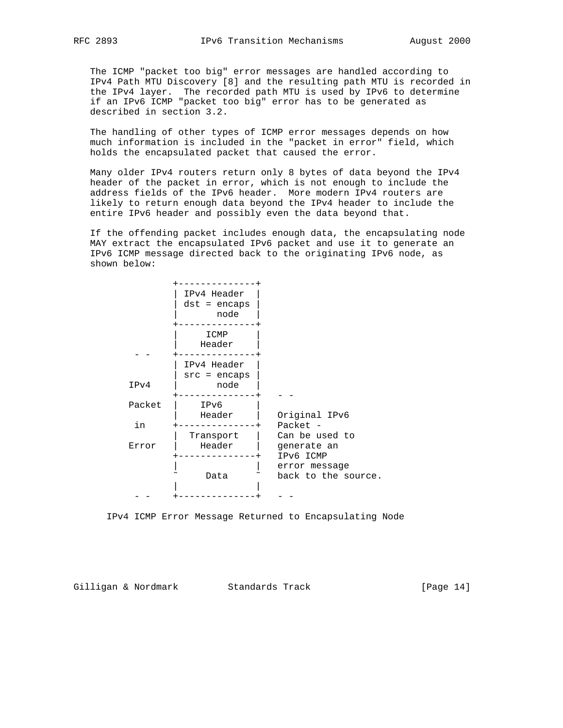The ICMP "packet too big" error messages are handled according to IPv4 Path MTU Discovery [8] and the resulting path MTU is recorded in the IPv4 layer. The recorded path MTU is used by IPv6 to determine if an IPv6 ICMP "packet too big" error has to be generated as described in section 3.2.

The handling of other types of ICMP error messages depends on how much information is included in the "packet in error" field, which holds the encapsulated packet that caused the error.

Many older IPv4 routers return only 8 bytes of data beyond the IPv4 header of the packet in error, which is not enough to include the address fields of the IPv6 header. More modern IPv4 routers are likely to return enough data beyond the IPv4 header to include the entire IPv6 header and possibly even the data beyond that.

If the offending packet includes enough data, the encapsulating node MAY extract the encapsulated IPv6 packet and use it to generate an IPv6 ICMP message directed back to the originating IPv6 node, as shown below:

```
             +--------------+
             | IPv4 Header  |
             | dst = encaps |
             |      node    |
             +--------------+
             |     ICMP     |
             |    Header    |
     - -     +--------------+
             | IPv4 Header  |
             | src = encaps |
    IPv4     |      node    |
             +--------------+   - -
    Packet   |     IPv6     |
             |    Header    |   Original IPv6
     in      +--------------+   Packet -
             |  Transport   |   Can be used to
    Error    |    Header    |   generate an
             +--------------+   IPv6 ICMP
             |              |   error message
             ~     Data     ~   back to the source.
             |              |
     - -     +--------------+   - -
```

IPv4 ICMP Error Message Returned to Encapsulating Node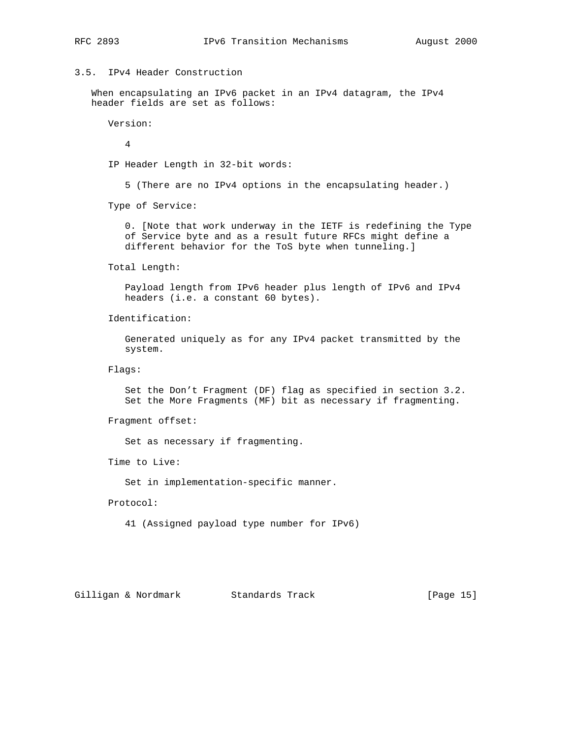### 3.5. IPv4 Header Construction

When encapsulating an IPv6 packet in an IPv4 datagram, the IPv4 header fields are set as follows:

Version:

4

IP Header Length in 32-bit words:

5 (There are no IPv4 options in the encapsulating header.)

Type of Service:

0. [Note that work underway in the IETF is redefining the Type of Service byte and as a result future RFCs might define a different behavior for the ToS byte when tunneling.]

Total Length:

Payload length from IPv6 header plus length of IPv6 and IPv4 headers (i.e. a constant 60 bytes).

Identification:

Generated uniquely as for any IPv4 packet transmitted by the system.

Flags:

Set the Don't Fragment (DF) flag as specified in section 3.2. Set the More Fragments (MF) bit as necessary if fragmenting.

Fragment offset:

Set as necessary if fragmenting.

Time to Live:

Set in implementation-specific manner.

Protocol:

41 (Assigned payload type number for IPv6)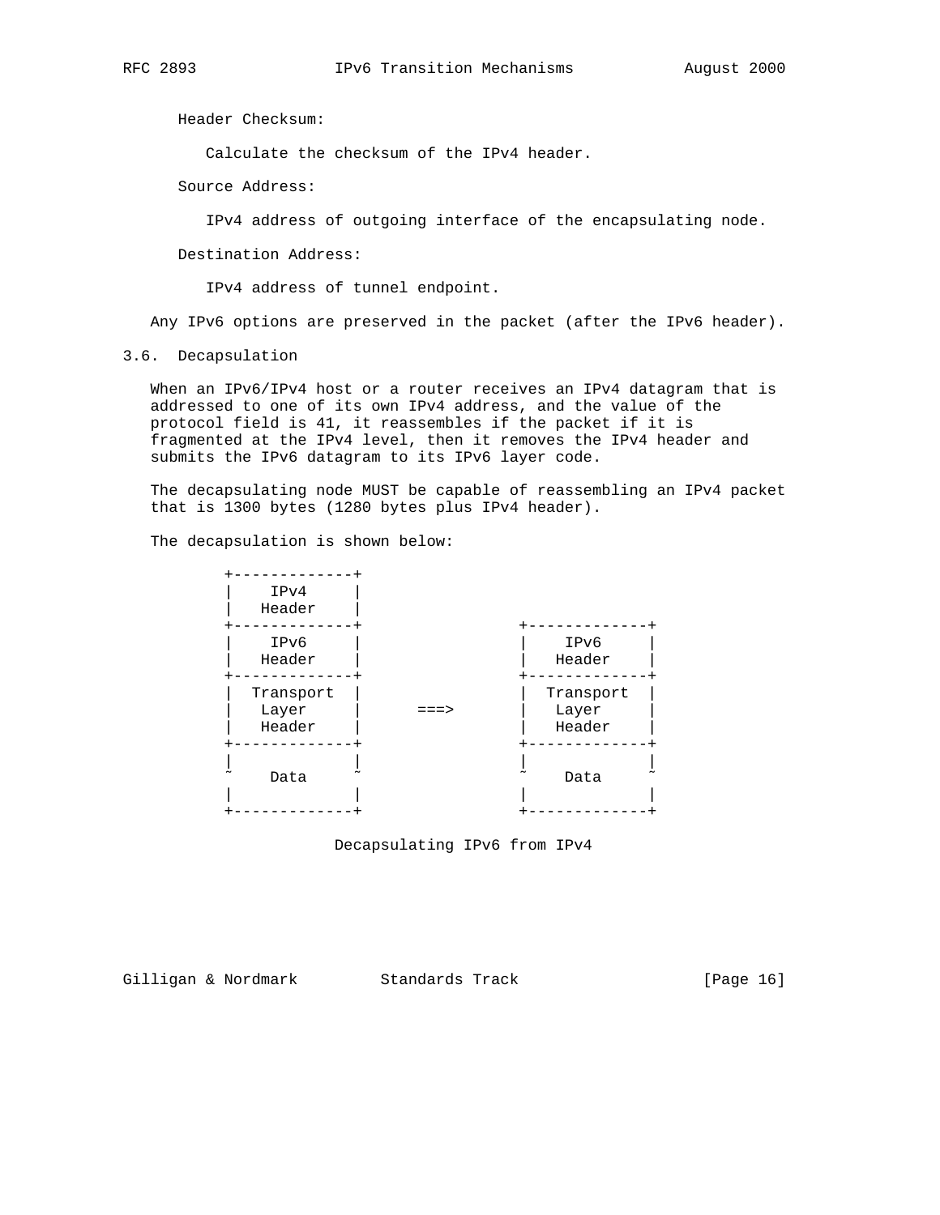Header Checksum:

Calculate the checksum of the IPv4 header.

Source Address:

IPv4 address of outgoing interface of the encapsulating node.

Destination Address:

IPv4 address of tunnel endpoint.

Any IPv6 options are preserved in the packet (after the IPv6 header).

### 3.6. Decapsulation

When an IPv6/IPv4 host or a router receives an IPv4 datagram that is addressed to one of its own IPv4 address, and the value of the protocol field is 41, it reassembles if the packet if it is fragmented at the IPv4 level, then it removes the IPv4 header and submits the IPv6 datagram to its IPv6 layer code.

The decapsulating node MUST be capable of reassembling an IPv4 packet that is 1300 bytes (1280 bytes plus IPv4 header).

The decapsulation is shown below:

```
+-------------+
|    IPv4     |
|   Header    |
+-------------+                 +-------------+
|    IPv6     |                 |    IPv6     |
|   Header    |                 |   Header    |
+-------------+                 +-------------+
|  Transport  |                 |  Transport  |
|   Layer     |      ===>       |   Layer     |
|   Header    |                 |   Header    |
+-------------+                 +-------------+
|             |                 |             |
~    Data     ~                 ~    Data     ~
|             |                 |             |
+-------------+                 +-------------+
```

Decapsulating IPv6 from IPv4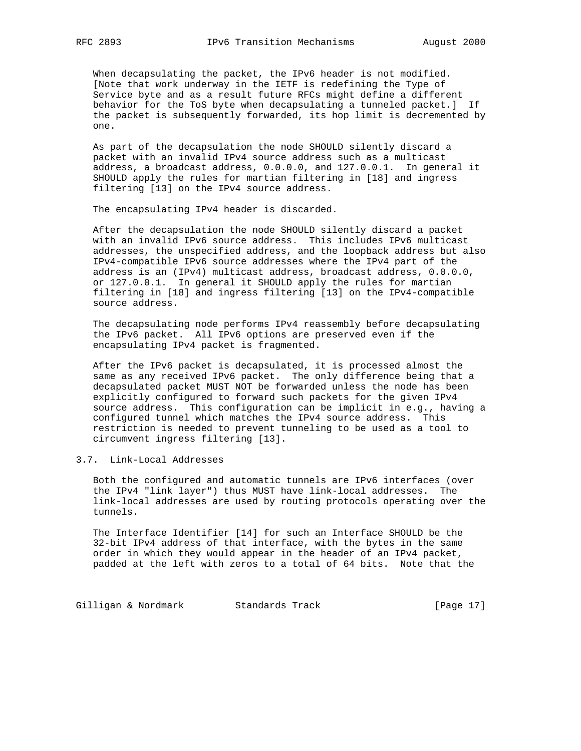When decapsulating the packet, the IPv6 header is not modified. [Note that work underway in the IETF is redefining the Type of Service byte and as a result future RFCs might define a different behavior for the ToS byte when decapsulating a tunneled packet.] If the packet is subsequently forwarded, its hop limit is decremented by one.

As part of the decapsulation the node SHOULD silently discard a packet with an invalid IPv4 source address such as a multicast address, a broadcast address, 0.0.0.0, and 127.0.0.1. In general it SHOULD apply the rules for martian filtering in [18] and ingress filtering [13] on the IPv4 source address.

The encapsulating IPv4 header is discarded.

After the decapsulation the node SHOULD silently discard a packet with an invalid IPv6 source address. This includes IPv6 multicast addresses, the unspecified address, and the loopback address but also IPv4-compatible IPv6 source addresses where the IPv4 part of the address is an (IPv4) multicast address, broadcast address, 0.0.0.0, or 127.0.0.1. In general it SHOULD apply the rules for martian filtering in [18] and ingress filtering [13] on the IPv4-compatible source address.

The decapsulating node performs IPv4 reassembly before decapsulating the IPv6 packet. All IPv6 options are preserved even if the encapsulating IPv4 packet is fragmented.

After the IPv6 packet is decapsulated, it is processed almost the same as any received IPv6 packet. The only difference being that a decapsulated packet MUST NOT be forwarded unless the node has been explicitly configured to forward such packets for the given IPv4 source address. This configuration can be implicit in e.g., having a configured tunnel which matches the IPv4 source address. This restriction is needed to prevent tunneling to be used as a tool to circumvent ingress filtering [13].

## 3.7. Link-Local Addresses

Both the configured and automatic tunnels are IPv6 interfaces (over the IPv4 "link layer") thus MUST have link-local addresses. The link-local addresses are used by routing protocols operating over the tunnels.

The Interface Identifier [14] for such an Interface SHOULD be the 32-bit IPv4 address of that interface, with the bytes in the same order in which they would appear in the header of an IPv4 packet, padded at the left with zeros to a total of 64 bits. Note that the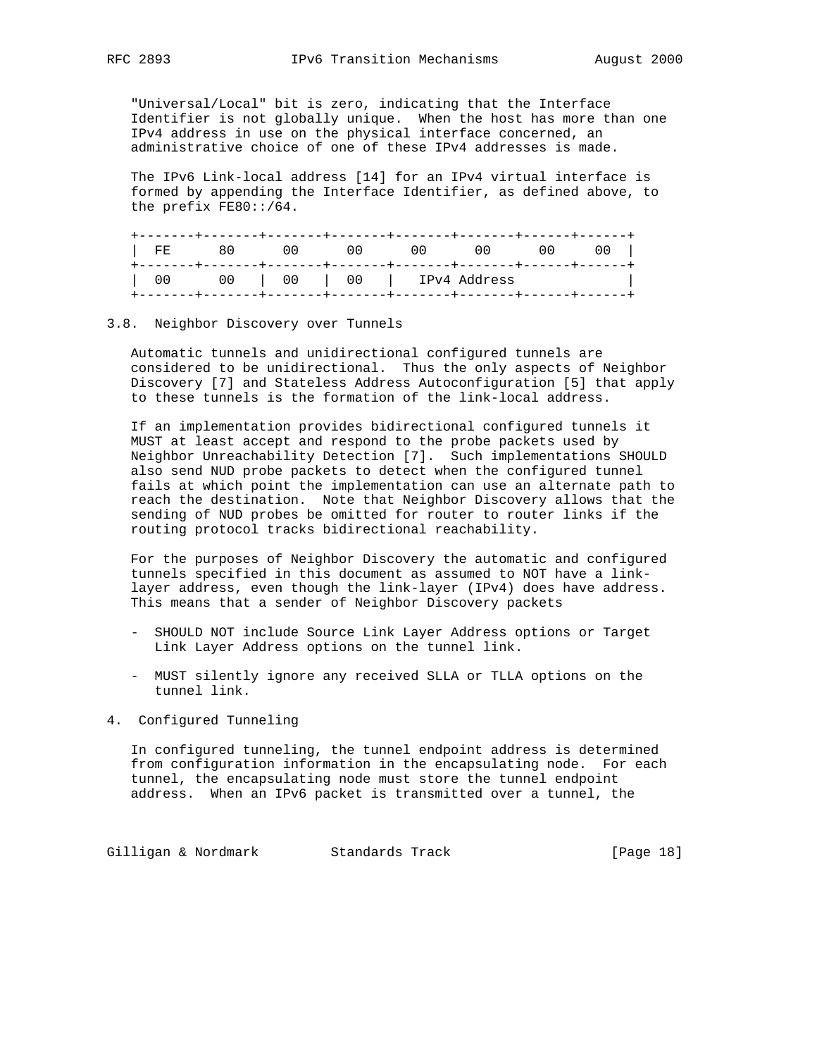"Universal/Local" bit is zero, indicating that the Interface Identifier is not globally unique. When the host has more than one IPv4 address in use on the physical interface concerned, an administrative choice of one of these IPv4 addresses is made.

The IPv6 Link-local address [14] for an IPv4 virtual interface is formed by appending the Interface Identifier, as defined above, to the prefix FE80::/64.

```
+-------+-------+-------+-------+-------+-------+------+------+
|  FE      80      00      00      00      00      00     00  |
+-------+-------+-------+-------+-------+-------+------+------+
|  00      00   |  00   |  00   |  IPv4 Address               |
+-------+-------+-------+-------+-------+-------+------+------+
```

### 3.8. Neighbor Discovery over Tunnels

Automatic tunnels and unidirectional configured tunnels are considered to be unidirectional. Thus the only aspects of Neighbor Discovery [7] and Stateless Address Autoconfiguration [5] that apply to these tunnels is the formation of the link-local address.

If an implementation provides bidirectional configured tunnels it MUST at least accept and respond to the probe packets used by Neighbor Unreachability Detection [7]. Such implementations SHOULD also send NUD probe packets to detect when the configured tunnel fails at which point the implementation can use an alternate path to reach the destination. Note that Neighbor Discovery allows that the sending of NUD probes be omitted for router to router links if the routing protocol tracks bidirectional reachability.

For the purposes of Neighbor Discovery the automatic and configured tunnels specified in this document as assumed to NOT have a link-layer address, even though the link-layer (IPv4) does have address. This means that a sender of Neighbor Discovery packets

- SHOULD NOT include Source Link Layer Address options or Target Link Layer Address options on the tunnel link.

- MUST silently ignore any received SLLA or TLLA options on the tunnel link.

## 4. Configured Tunneling

In configured tunneling, the tunnel endpoint address is determined from configuration information in the encapsulating node. For each tunnel, the encapsulating node must store the tunnel endpoint address. When an IPv6 packet is transmitted over a tunnel, the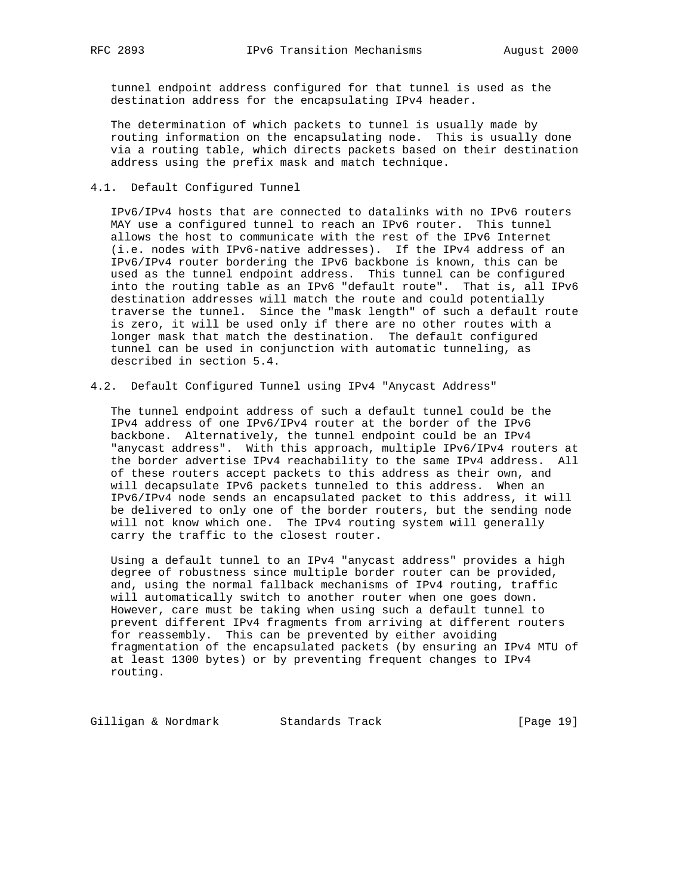tunnel endpoint address configured for that tunnel is used as the destination address for the encapsulating IPv4 header.

The determination of which packets to tunnel is usually made by routing information on the encapsulating node. This is usually done via a routing table, which directs packets based on their destination address using the prefix mask and match technique.

### 4.1. Default Configured Tunnel

IPv6/IPv4 hosts that are connected to datalinks with no IPv6 routers MAY use a configured tunnel to reach an IPv6 router. This tunnel allows the host to communicate with the rest of the IPv6 Internet (i.e. nodes with IPv6-native addresses). If the IPv4 address of an IPv6/IPv4 router bordering the IPv6 backbone is known, this can be used as the tunnel endpoint address. This tunnel can be configured into the routing table as an IPv6 "default route". That is, all IPv6 destination addresses will match the route and could potentially traverse the tunnel. Since the "mask length" of such a default route is zero, it will be used only if there are no other routes with a longer mask that match the destination. The default configured tunnel can be used in conjunction with automatic tunneling, as described in section 5.4.

### 4.2. Default Configured Tunnel using IPv4 "Anycast Address"

The tunnel endpoint address of such a default tunnel could be the IPv4 address of one IPv6/IPv4 router at the border of the IPv6 backbone. Alternatively, the tunnel endpoint could be an IPv4 "anycast address". With this approach, multiple IPv6/IPv4 routers at the border advertise IPv4 reachability to the same IPv4 address. All of these routers accept packets to this address as their own, and will decapsulate IPv6 packets tunneled to this address. When an IPv6/IPv4 node sends an encapsulated packet to this address, it will be delivered to only one of the border routers, but the sending node will not know which one. The IPv4 routing system will generally carry the traffic to the closest router.

Using a default tunnel to an IPv4 "anycast address" provides a high degree of robustness since multiple border router can be provided, and, using the normal fallback mechanisms of IPv4 routing, traffic will automatically switch to another router when one goes down. However, care must be taking when using such a default tunnel to prevent different IPv4 fragments from arriving at different routers for reassembly. This can be prevented by either avoiding fragmentation of the encapsulated packets (by ensuring an IPv4 MTU of at least 1300 bytes) or by preventing frequent changes to IPv4 routing.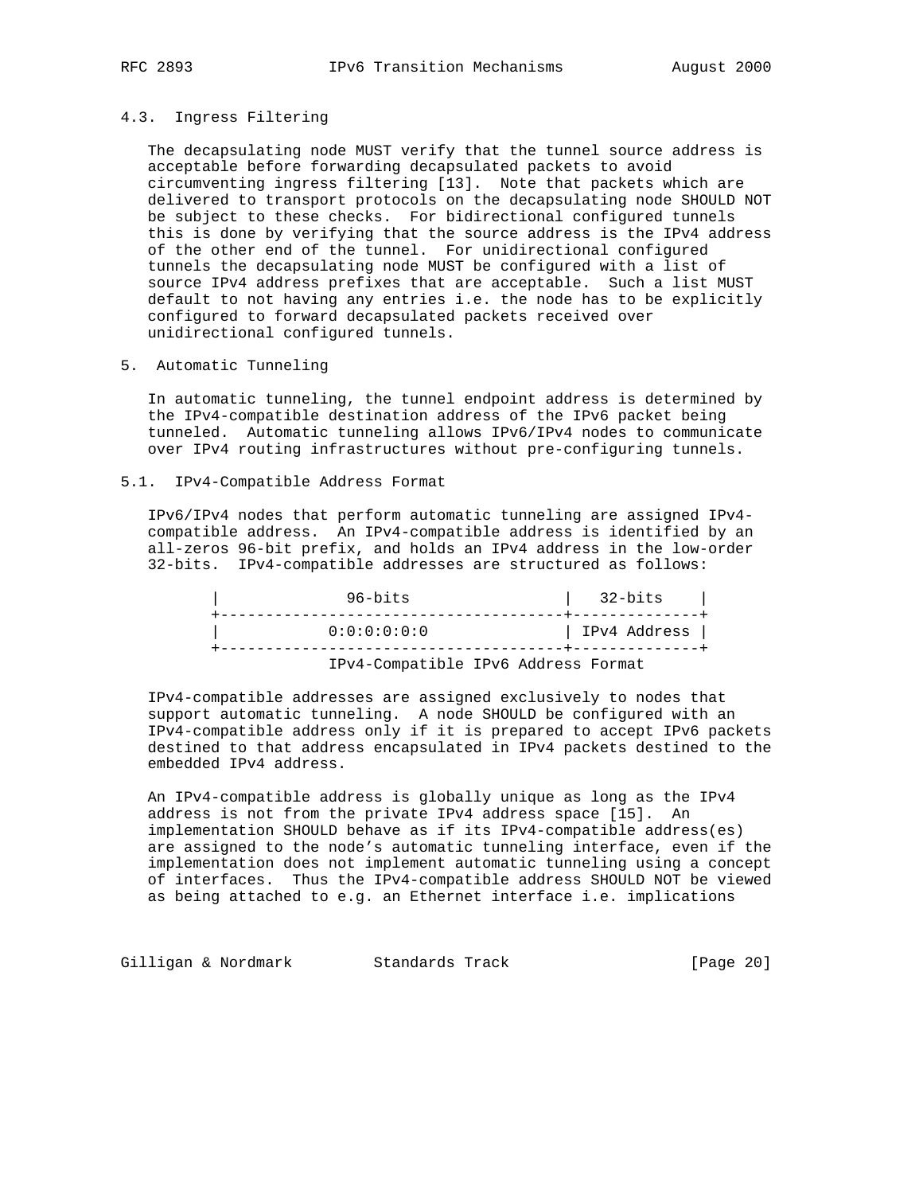### 4.3. Ingress Filtering

The decapsulating node MUST verify that the tunnel source address is acceptable before forwarding decapsulated packets to avoid circumventing ingress filtering [13]. Note that packets which are delivered to transport protocols on the decapsulating node SHOULD NOT be subject to these checks. For bidirectional configured tunnels this is done by verifying that the source address is the IPv4 address of the other end of the tunnel. For unidirectional configured tunnels the decapsulating node MUST be configured with a list of source IPv4 address prefixes that are acceptable. Such a list MUST default to not having any entries i.e. the node has to be explicitly configured to forward decapsulated packets received over unidirectional configured tunnels.

## 5. Automatic Tunneling

In automatic tunneling, the tunnel endpoint address is determined by the IPv4-compatible destination address of the IPv6 packet being tunneled. Automatic tunneling allows IPv6/IPv4 nodes to communicate over IPv4 routing infrastructures without pre-configuring tunnels.

### 5.1. IPv4-Compatible Address Format

IPv6/IPv4 nodes that perform automatic tunneling are assigned IPv4-compatible address. An IPv4-compatible address is identified by an all-zeros 96-bit prefix, and holds an IPv4 address in the low-order 32-bits. IPv4-compatible addresses are structured as follows:

```
|              96-bits                 |   32-bits    |
+--------------------------------------+--------------+
|             0:0:0:0:0:0              | IPv4 Address |
+--------------------------------------+--------------+
          IPv4-Compatible IPv6 Address Format
```

IPv4-compatible addresses are assigned exclusively to nodes that support automatic tunneling. A node SHOULD be configured with an IPv4-compatible address only if it is prepared to accept IPv6 packets destined to that address encapsulated in IPv4 packets destined to the embedded IPv4 address.

An IPv4-compatible address is globally unique as long as the IPv4 address is not from the private IPv4 address space [15]. An implementation SHOULD behave as if its IPv4-compatible address(es) are assigned to the node's automatic tunneling interface, even if the implementation does not implement automatic tunneling using a concept of interfaces. Thus the IPv4-compatible address SHOULD NOT be viewed as being attached to e.g. an Ethernet interface i.e. implications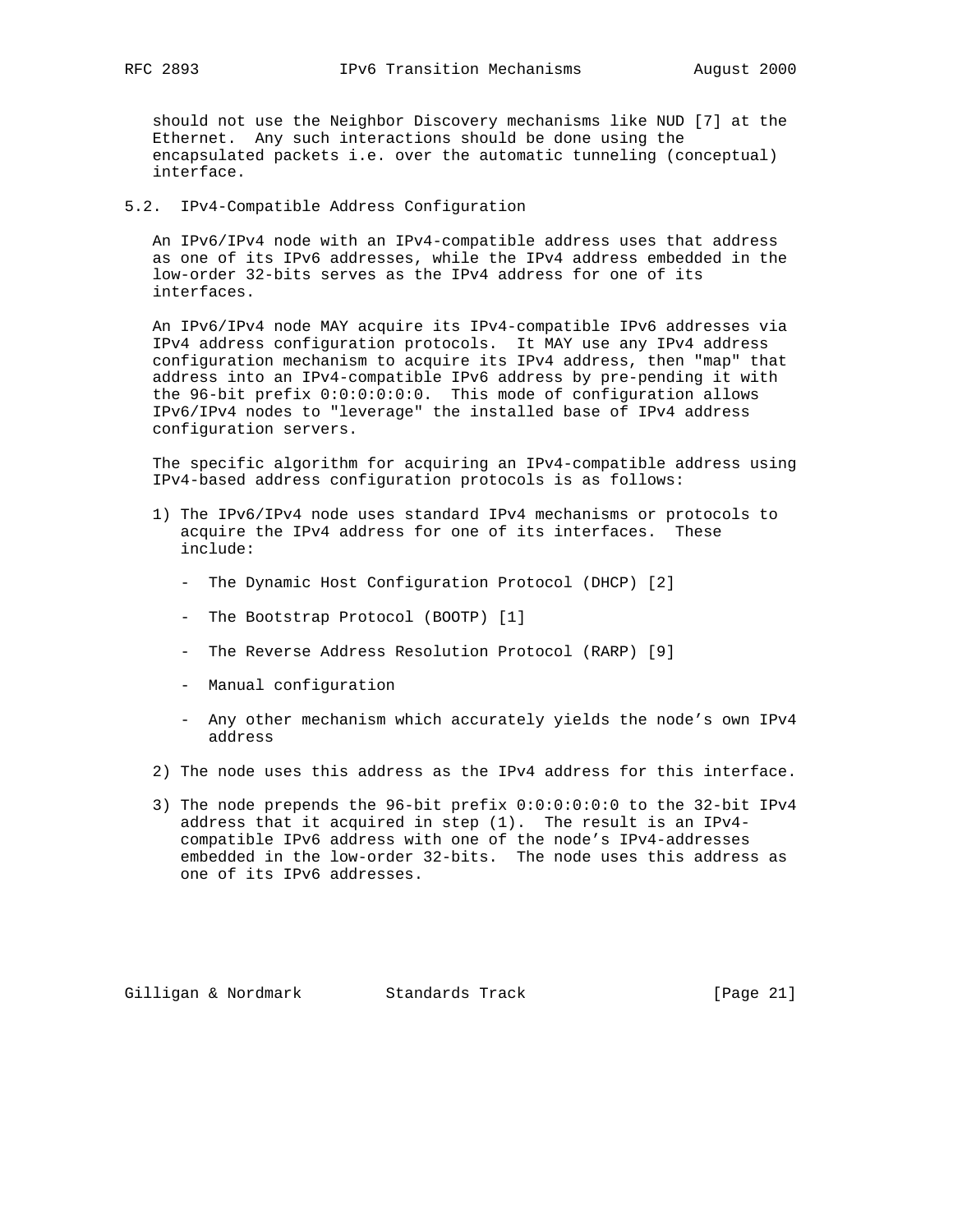should not use the Neighbor Discovery mechanisms like NUD [7] at the Ethernet. Any such interactions should be done using the encapsulated packets i.e. over the automatic tunneling (conceptual) interface.

## 5.2. IPv4-Compatible Address Configuration

An IPv6/IPv4 node with an IPv4-compatible address uses that address as one of its IPv6 addresses, while the IPv4 address embedded in the low-order 32-bits serves as the IPv4 address for one of its interfaces.

An IPv6/IPv4 node MAY acquire its IPv4-compatible IPv6 addresses via IPv4 address configuration protocols. It MAY use any IPv4 address configuration mechanism to acquire its IPv4 address, then "map" that address into an IPv4-compatible IPv6 address by pre-pending it with the 96-bit prefix 0:0:0:0:0:0. This mode of configuration allows IPv6/IPv4 nodes to "leverage" the installed base of IPv4 address configuration servers.

The specific algorithm for acquiring an IPv4-compatible address using IPv4-based address configuration protocols is as follows:

1) The IPv6/IPv4 node uses standard IPv4 mechanisms or protocols to acquire the IPv4 address for one of its interfaces. These include:

   - The Dynamic Host Configuration Protocol (DHCP) [2]

   - The Bootstrap Protocol (BOOTP) [1]

   - The Reverse Address Resolution Protocol (RARP) [9]

   - Manual configuration

   - Any other mechanism which accurately yields the node's own IPv4 address

2) The node uses this address as the IPv4 address for this interface.

3) The node prepends the 96-bit prefix 0:0:0:0:0:0 to the 32-bit IPv4 address that it acquired in step (1). The result is an IPv4-compatible IPv6 address with one of the node's IPv4-addresses embedded in the low-order 32-bits. The node uses this address as one of its IPv6 addresses.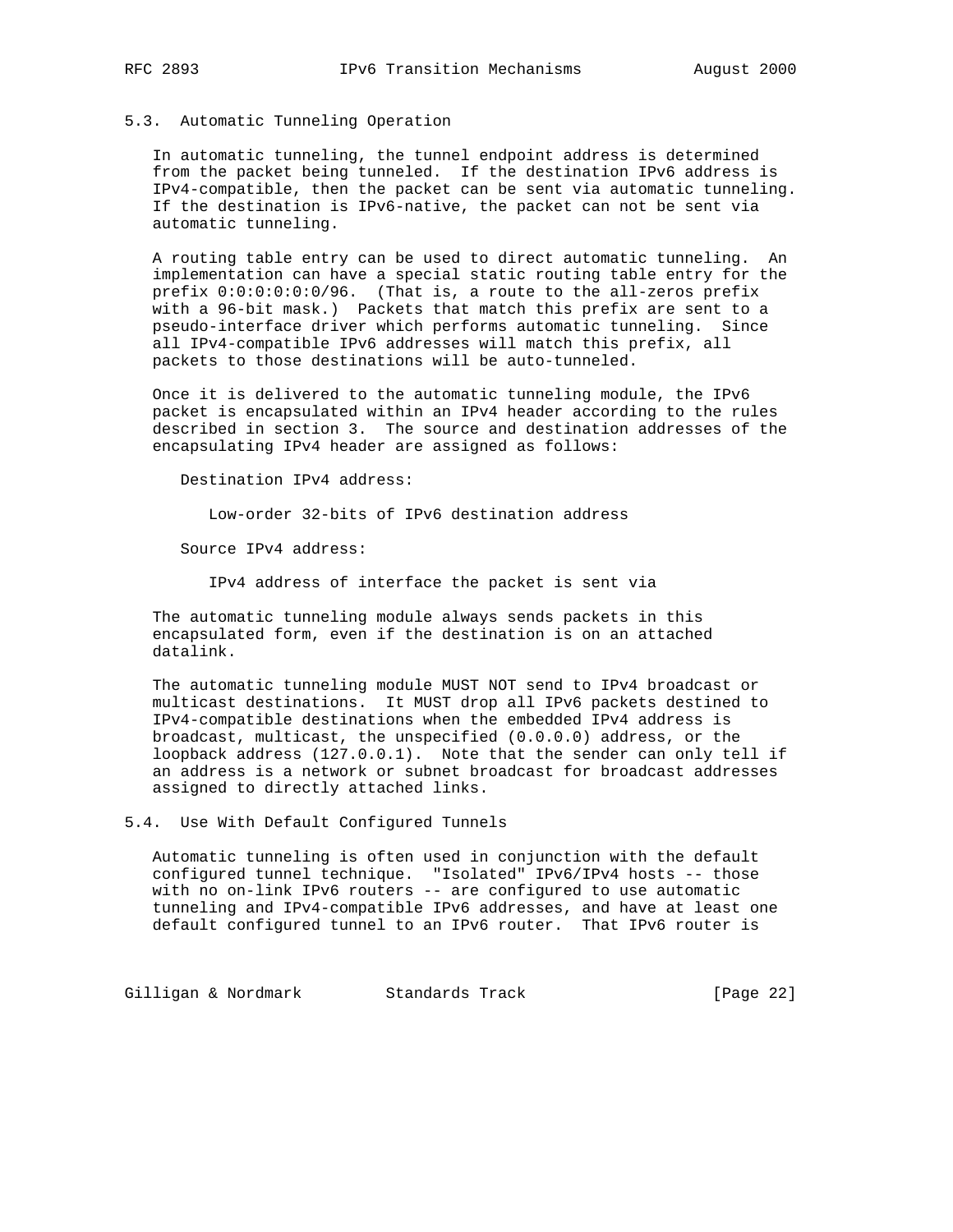### 5.3. Automatic Tunneling Operation

In automatic tunneling, the tunnel endpoint address is determined from the packet being tunneled. If the destination IPv6 address is IPv4-compatible, then the packet can be sent via automatic tunneling. If the destination is IPv6-native, the packet can not be sent via automatic tunneling.

A routing table entry can be used to direct automatic tunneling. An implementation can have a special static routing table entry for the prefix 0:0:0:0:0:0/96. (That is, a route to the all-zeros prefix with a 96-bit mask.) Packets that match this prefix are sent to a pseudo-interface driver which performs automatic tunneling. Since all IPv4-compatible IPv6 addresses will match this prefix, all packets to those destinations will be auto-tunneled.

Once it is delivered to the automatic tunneling module, the IPv6 packet is encapsulated within an IPv4 header according to the rules described in section 3. The source and destination addresses of the encapsulating IPv4 header are assigned as follows:

Destination IPv4 address:

Low-order 32-bits of IPv6 destination address

Source IPv4 address:

IPv4 address of interface the packet is sent via

The automatic tunneling module always sends packets in this encapsulated form, even if the destination is on an attached datalink.

The automatic tunneling module MUST NOT send to IPv4 broadcast or multicast destinations. It MUST drop all IPv6 packets destined to IPv4-compatible destinations when the embedded IPv4 address is broadcast, multicast, the unspecified (0.0.0.0) address, or the loopback address (127.0.0.1). Note that the sender can only tell if an address is a network or subnet broadcast for broadcast addresses assigned to directly attached links.

### 5.4. Use With Default Configured Tunnels

Automatic tunneling is often used in conjunction with the default configured tunnel technique. "Isolated" IPv6/IPv4 hosts -- those with no on-link IPv6 routers -- are configured to use automatic tunneling and IPv4-compatible IPv6 addresses, and have at least one default configured tunnel to an IPv6 router. That IPv6 router is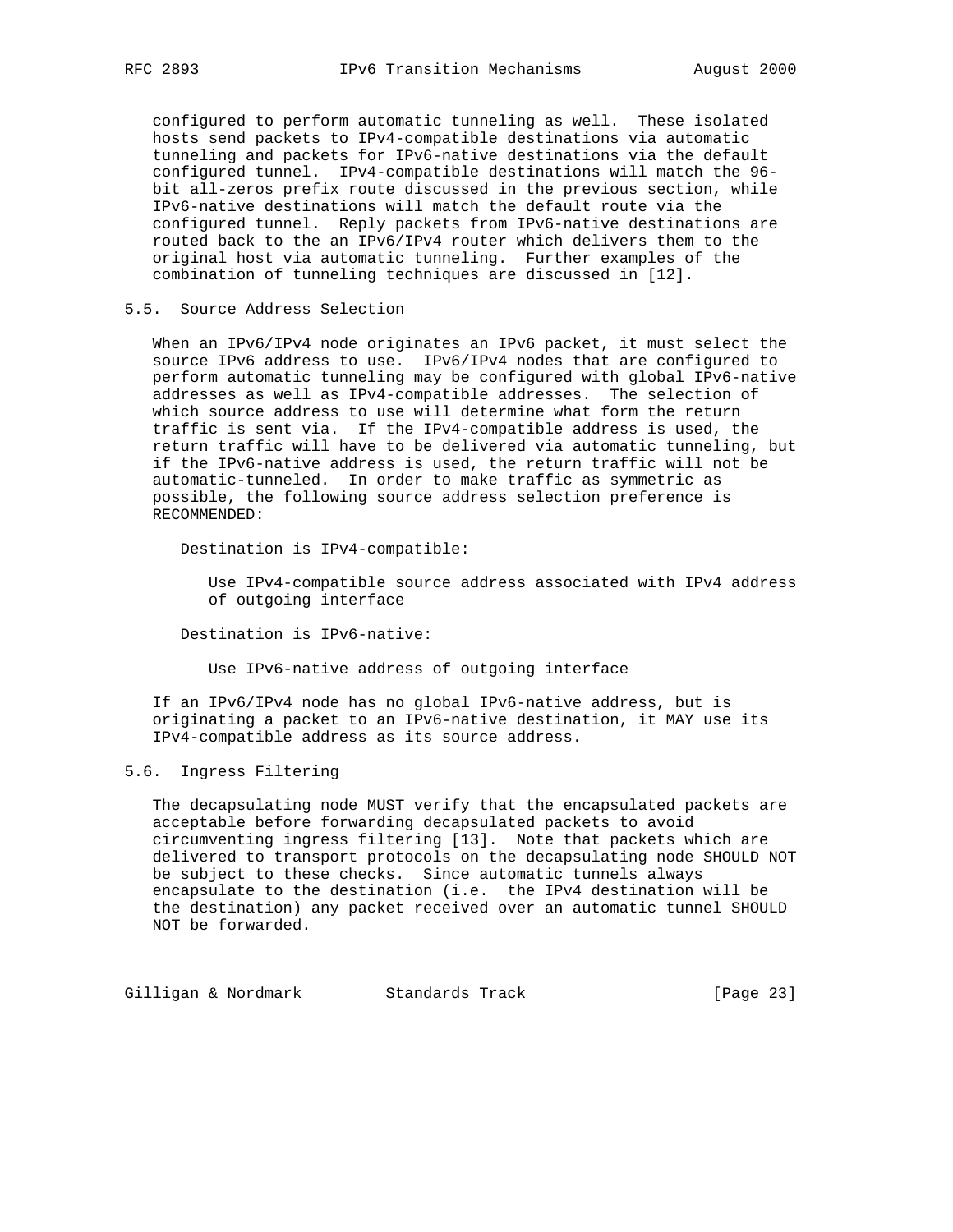configured to perform automatic tunneling as well. These isolated hosts send packets to IPv4-compatible destinations via automatic tunneling and packets for IPv6-native destinations via the default configured tunnel. IPv4-compatible destinations will match the 96-bit all-zeros prefix route discussed in the previous section, while IPv6-native destinations will match the default route via the configured tunnel. Reply packets from IPv6-native destinations are routed back to the an IPv6/IPv4 router which delivers them to the original host via automatic tunneling. Further examples of the combination of tunneling techniques are discussed in [12].

## 5.5. Source Address Selection

When an IPv6/IPv4 node originates an IPv6 packet, it must select the source IPv6 address to use. IPv6/IPv4 nodes that are configured to perform automatic tunneling may be configured with global IPv6-native addresses as well as IPv4-compatible addresses. The selection of which source address to use will determine what form the return traffic is sent via. If the IPv4-compatible address is used, the return traffic will have to be delivered via automatic tunneling, but if the IPv6-native address is used, the return traffic will not be automatic-tunneled. In order to make traffic as symmetric as possible, the following source address selection preference is RECOMMENDED:

Destination is IPv4-compatible:

Use IPv4-compatible source address associated with IPv4 address of outgoing interface

Destination is IPv6-native:

Use IPv6-native address of outgoing interface

If an IPv6/IPv4 node has no global IPv6-native address, but is originating a packet to an IPv6-native destination, it MAY use its IPv4-compatible address as its source address.

## 5.6. Ingress Filtering

The decapsulating node MUST verify that the encapsulated packets are acceptable before forwarding decapsulated packets to avoid circumventing ingress filtering [13]. Note that packets which are delivered to transport protocols on the decapsulating node SHOULD NOT be subject to these checks. Since automatic tunnels always encapsulate to the destination (i.e. the IPv4 destination will be the destination) any packet received over an automatic tunnel SHOULD NOT be forwarded.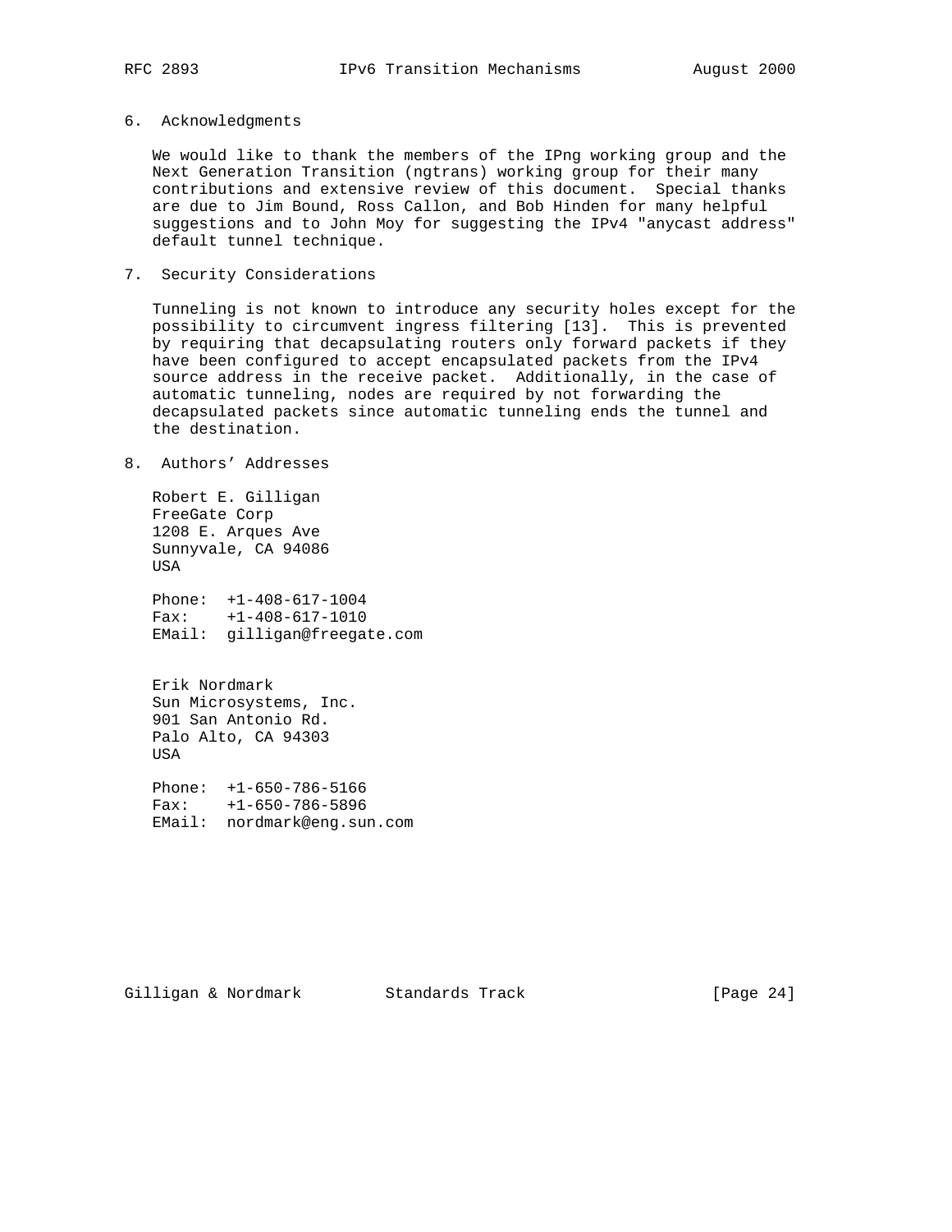## 6. Acknowledgments

We would like to thank the members of the IPng working group and the Next Generation Transition (ngtrans) working group for their many contributions and extensive review of this document. Special thanks are due to Jim Bound, Ross Callon, and Bob Hinden for many helpful suggestions and to John Moy for suggesting the IPv4 "anycast address" default tunnel technique.

## 7. Security Considerations

Tunneling is not known to introduce any security holes except for the possibility to circumvent ingress filtering [13]. This is prevented by requiring that decapsulating routers only forward packets if they have been configured to accept encapsulated packets from the IPv4 source address in the receive packet. Additionally, in the case of automatic tunneling, nodes are required by not forwarding the decapsulated packets since automatic tunneling ends the tunnel and the destination.

## 8. Authors' Addresses

Robert E. Gilligan
FreeGate Corp
1208 E. Arques Ave
Sunnyvale, CA 94086
USA

Phone: +1-408-617-1004
Fax: +1-408-617-1010
EMail: gilligan@freegate.com

Erik Nordmark
Sun Microsystems, Inc.
901 San Antonio Rd.
Palo Alto, CA 94303
USA

Phone: +1-650-786-5166
Fax: +1-650-786-5896
EMail: nordmark@eng.sun.com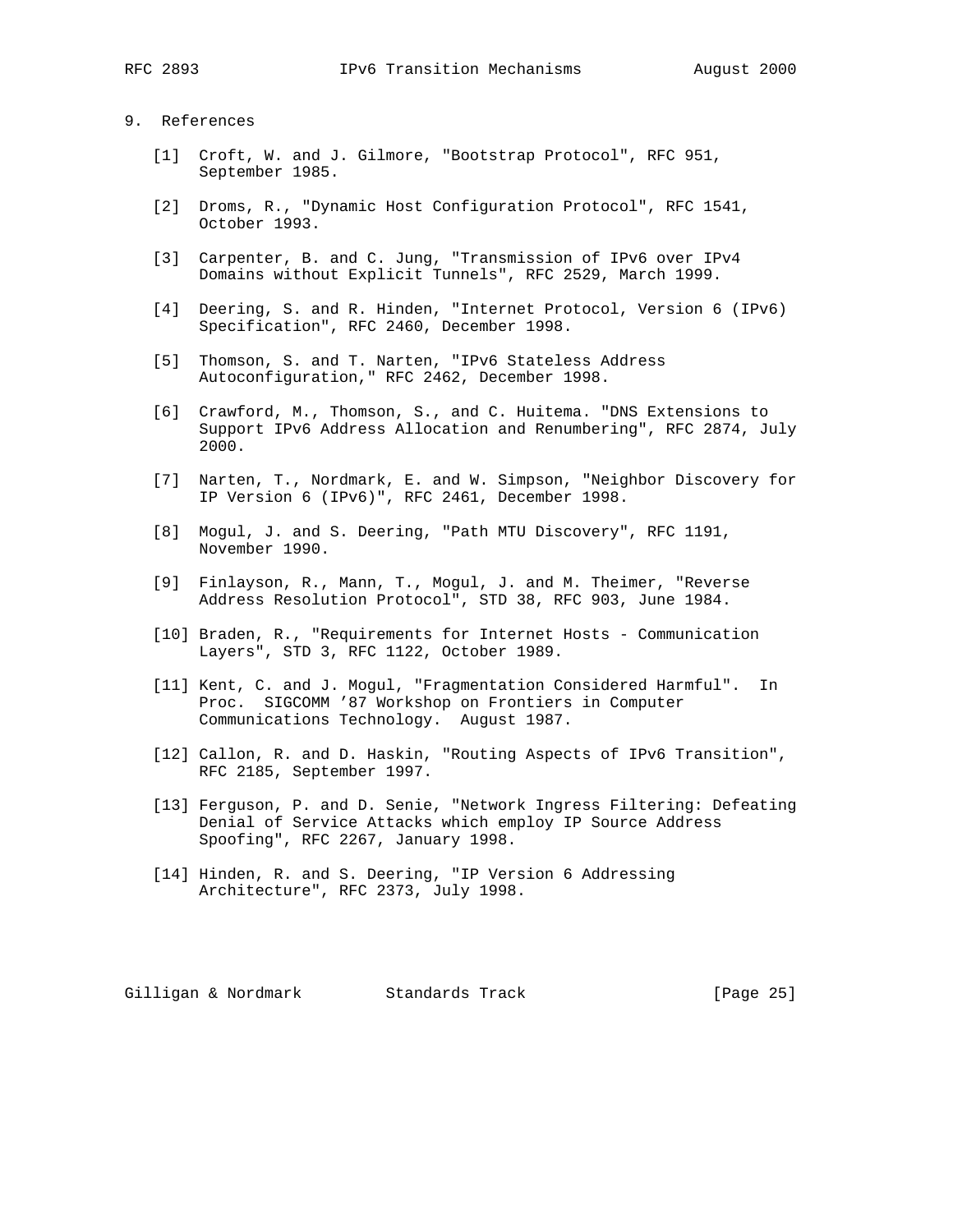## 9. References

[1] Croft, W. and J. Gilmore, "Bootstrap Protocol", RFC 951, September 1985.

[2] Droms, R., "Dynamic Host Configuration Protocol", RFC 1541, October 1993.

[3] Carpenter, B. and C. Jung, "Transmission of IPv6 over IPv4 Domains without Explicit Tunnels", RFC 2529, March 1999.

[4] Deering, S. and R. Hinden, "Internet Protocol, Version 6 (IPv6) Specification", RFC 2460, December 1998.

[5] Thomson, S. and T. Narten, "IPv6 Stateless Address Autoconfiguration," RFC 2462, December 1998.

[6] Crawford, M., Thomson, S., and C. Huitema. "DNS Extensions to Support IPv6 Address Allocation and Renumbering", RFC 2874, July 2000.

[7] Narten, T., Nordmark, E. and W. Simpson, "Neighbor Discovery for IP Version 6 (IPv6)", RFC 2461, December 1998.

[8] Mogul, J. and S. Deering, "Path MTU Discovery", RFC 1191, November 1990.

[9] Finlayson, R., Mann, T., Mogul, J. and M. Theimer, "Reverse Address Resolution Protocol", STD 38, RFC 903, June 1984.

[10] Braden, R., "Requirements for Internet Hosts - Communication Layers", STD 3, RFC 1122, October 1989.

[11] Kent, C. and J. Mogul, "Fragmentation Considered Harmful". In Proc. SIGCOMM '87 Workshop on Frontiers in Computer Communications Technology. August 1987.

[12] Callon, R. and D. Haskin, "Routing Aspects of IPv6 Transition", RFC 2185, September 1997.

[13] Ferguson, P. and D. Senie, "Network Ingress Filtering: Defeating Denial of Service Attacks which employ IP Source Address Spoofing", RFC 2267, January 1998.

[14] Hinden, R. and S. Deering, "IP Version 6 Addressing Architecture", RFC 2373, July 1998.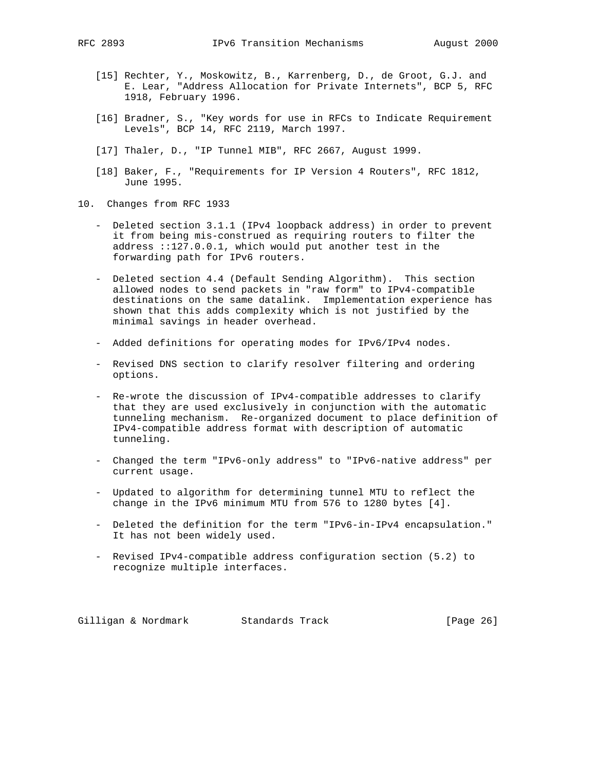[15] Rechter, Y., Moskowitz, B., Karrenberg, D., de Groot, G.J. and E. Lear, "Address Allocation for Private Internets", BCP 5, RFC 1918, February 1996.

[16] Bradner, S., "Key words for use in RFCs to Indicate Requirement Levels", BCP 14, RFC 2119, March 1997.

[17] Thaler, D., "IP Tunnel MIB", RFC 2667, August 1999.

[18] Baker, F., "Requirements for IP Version 4 Routers", RFC 1812, June 1995.

## 10. Changes from RFC 1933

- Deleted section 3.1.1 (IPv4 loopback address) in order to prevent it from being mis-construed as requiring routers to filter the address ::127.0.0.1, which would put another test in the forwarding path for IPv6 routers.

- Deleted section 4.4 (Default Sending Algorithm). This section allowed nodes to send packets in "raw form" to IPv4-compatible destinations on the same datalink. Implementation experience has shown that this adds complexity which is not justified by the minimal savings in header overhead.

- Added definitions for operating modes for IPv6/IPv4 nodes.

- Revised DNS section to clarify resolver filtering and ordering options.

- Re-wrote the discussion of IPv4-compatible addresses to clarify that they are used exclusively in conjunction with the automatic tunneling mechanism. Re-organized document to place definition of IPv4-compatible address format with description of automatic tunneling.

- Changed the term "IPv6-only address" to "IPv6-native address" per current usage.

- Updated to algorithm for determining tunnel MTU to reflect the change in the IPv6 minimum MTU from 576 to 1280 bytes [4].

- Deleted the definition for the term "IPv6-in-IPv4 encapsulation." It has not been widely used.

- Revised IPv4-compatible address configuration section (5.2) to recognize multiple interfaces.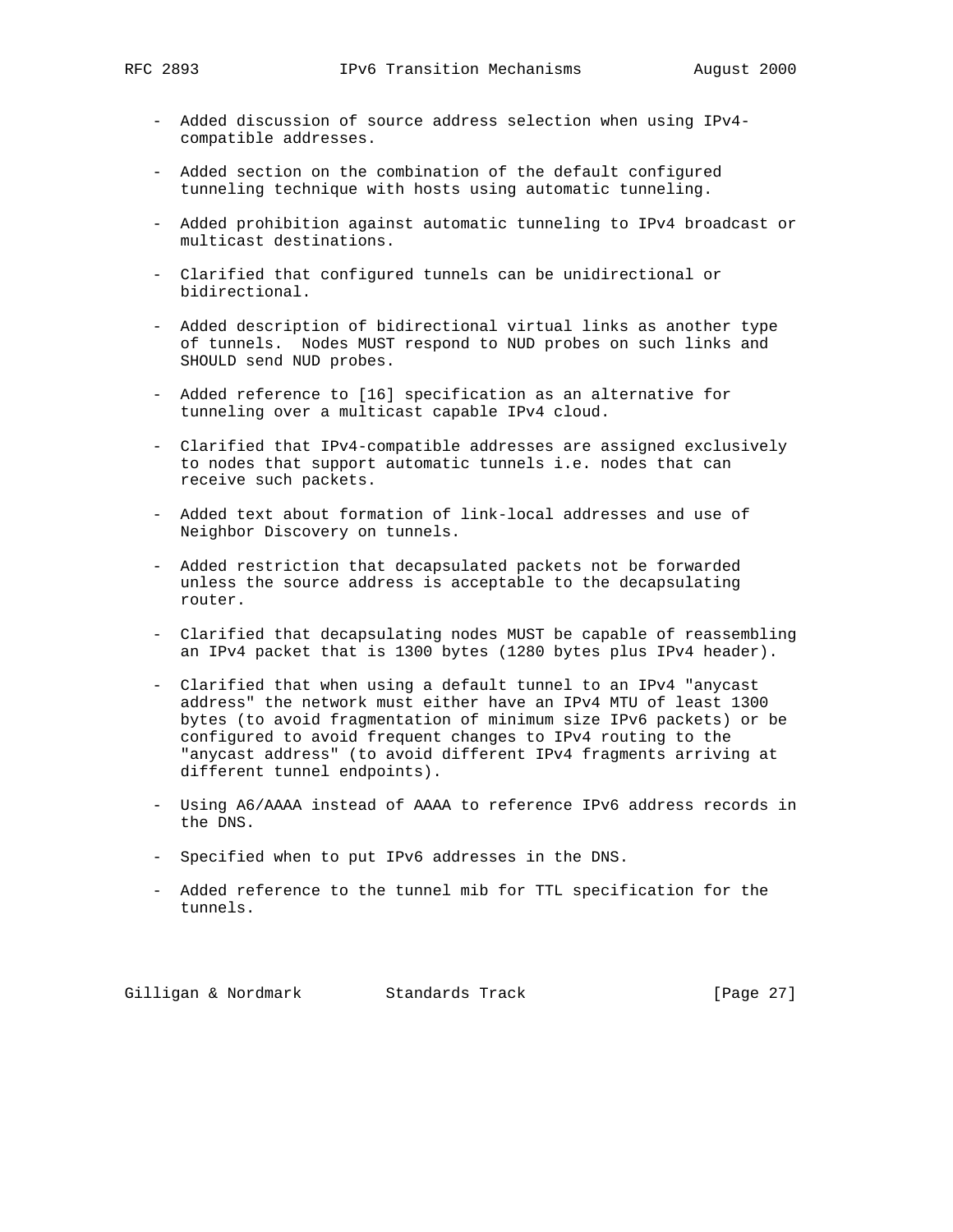- Added discussion of source address selection when using IPv4-compatible addresses.

- Added section on the combination of the default configured tunneling technique with hosts using automatic tunneling.

- Added prohibition against automatic tunneling to IPv4 broadcast or multicast destinations.

- Clarified that configured tunnels can be unidirectional or bidirectional.

- Added description of bidirectional virtual links as another type of tunnels. Nodes MUST respond to NUD probes on such links and SHOULD send NUD probes.

- Added reference to [16] specification as an alternative for tunneling over a multicast capable IPv4 cloud.

- Clarified that IPv4-compatible addresses are assigned exclusively to nodes that support automatic tunnels i.e. nodes that can receive such packets.

- Added text about formation of link-local addresses and use of Neighbor Discovery on tunnels.

- Added restriction that decapsulated packets not be forwarded unless the source address is acceptable to the decapsulating router.

- Clarified that decapsulating nodes MUST be capable of reassembling an IPv4 packet that is 1300 bytes (1280 bytes plus IPv4 header).

- Clarified that when using a default tunnel to an IPv4 "anycast address" the network must either have an IPv4 MTU of least 1300 bytes (to avoid fragmentation of minimum size IPv6 packets) or be configured to avoid frequent changes to IPv4 routing to the "anycast address" (to avoid different IPv4 fragments arriving at different tunnel endpoints).

- Using A6/AAAA instead of AAAA to reference IPv6 address records in the DNS.

- Specified when to put IPv6 addresses in the DNS.

- Added reference to the tunnel mib for TTL specification for the tunnels.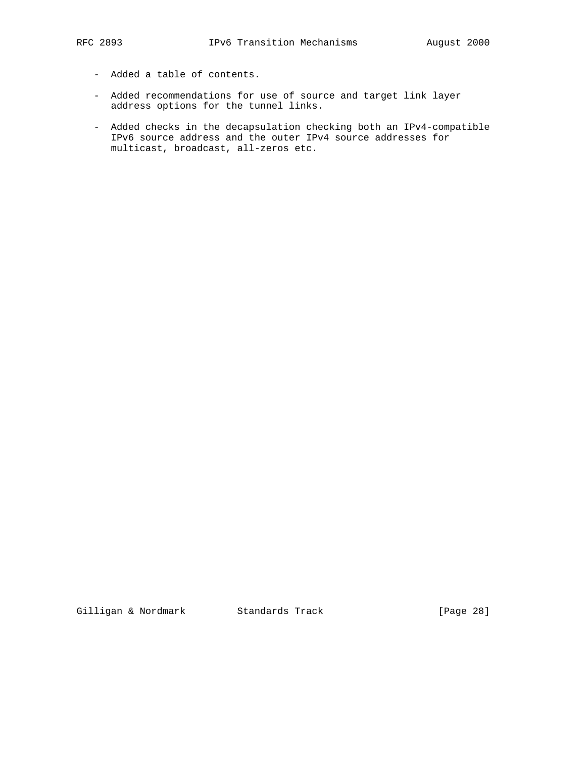- Added a table of contents.

- Added recommendations for use of source and target link layer address options for the tunnel links.

- Added checks in the decapsulation checking both an IPv4-compatible IPv6 source address and the outer IPv4 source addresses for multicast, broadcast, all-zeros etc.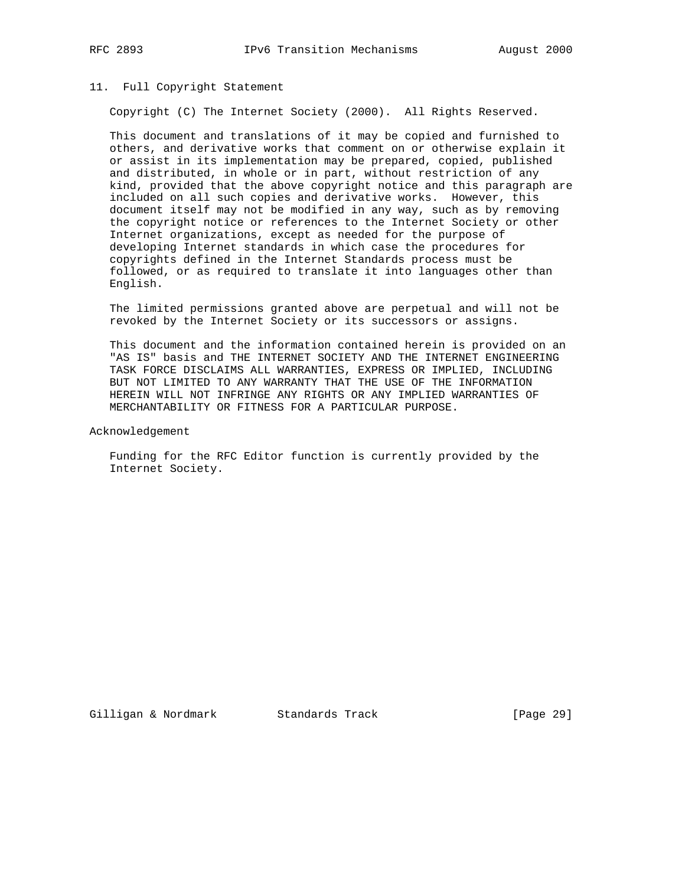## 11. Full Copyright Statement

Copyright (C) The Internet Society (2000). All Rights Reserved.

This document and translations of it may be copied and furnished to others, and derivative works that comment on or otherwise explain it or assist in its implementation may be prepared, copied, published and distributed, in whole or in part, without restriction of any kind, provided that the above copyright notice and this paragraph are included on all such copies and derivative works. However, this document itself may not be modified in any way, such as by removing the copyright notice or references to the Internet Society or other Internet organizations, except as needed for the purpose of developing Internet standards in which case the procedures for copyrights defined in the Internet Standards process must be followed, or as required to translate it into languages other than English.

The limited permissions granted above are perpetual and will not be revoked by the Internet Society or its successors or assigns.

This document and the information contained herein is provided on an "AS IS" basis and THE INTERNET SOCIETY AND THE INTERNET ENGINEERING TASK FORCE DISCLAIMS ALL WARRANTIES, EXPRESS OR IMPLIED, INCLUDING BUT NOT LIMITED TO ANY WARRANTY THAT THE USE OF THE INFORMATION HEREIN WILL NOT INFRINGE ANY RIGHTS OR ANY IMPLIED WARRANTIES OF MERCHANTABILITY OR FITNESS FOR A PARTICULAR PURPOSE.

## Acknowledgement

Funding for the RFC Editor function is currently provided by the Internet Society.